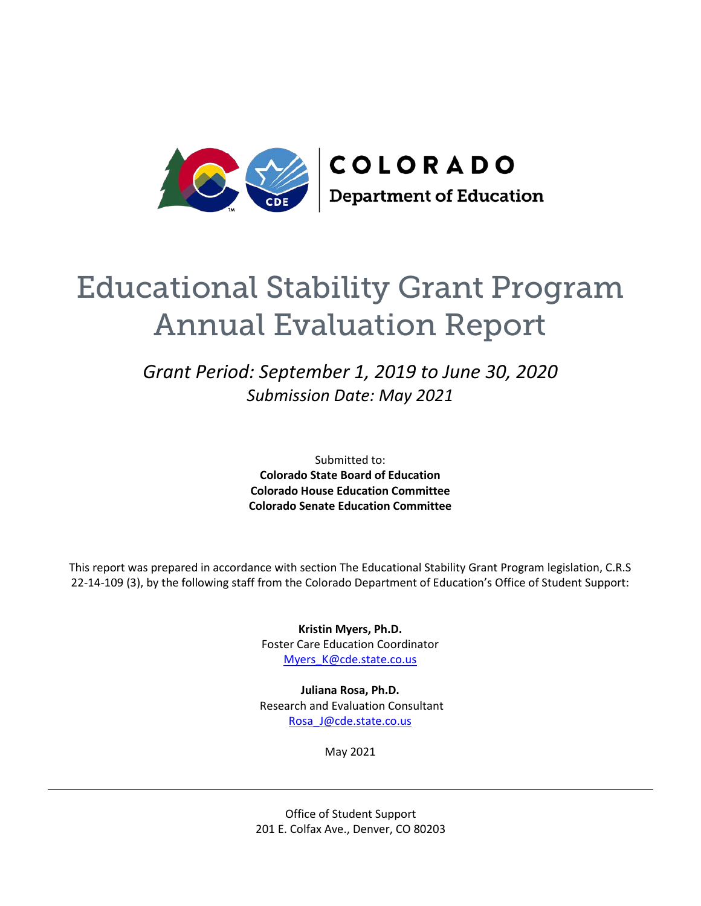COLORADO

Department of Education

# Educational Stability Grant Program Annual Evaluation Report

*Grant Period: September 1, 2019 to June 30, 2020*

*Submission Date: May 2021*

Submitted to:

**Colorado State Board of Education**

**Colorado House Education Committee**

**Colorado Senate Education Committee**

This report was prepared in accordance with section The Educational Stability Grant Program legislation, C.R.S 22-14-109 (3), by the following staff from the Colorado Department of Education's Office of Student Support:

**Kristin Myers, Ph.D.**
Foster Care Education Coordinator
Myers_K@cde.state.co.us

**Juliana Rosa, Ph.D.**
Research and Evaluation Consultant
Rosa_J@cde.state.co.us

May 2021

---

Office of Student Support
201 E. Colfax Ave., Denver, CO 80203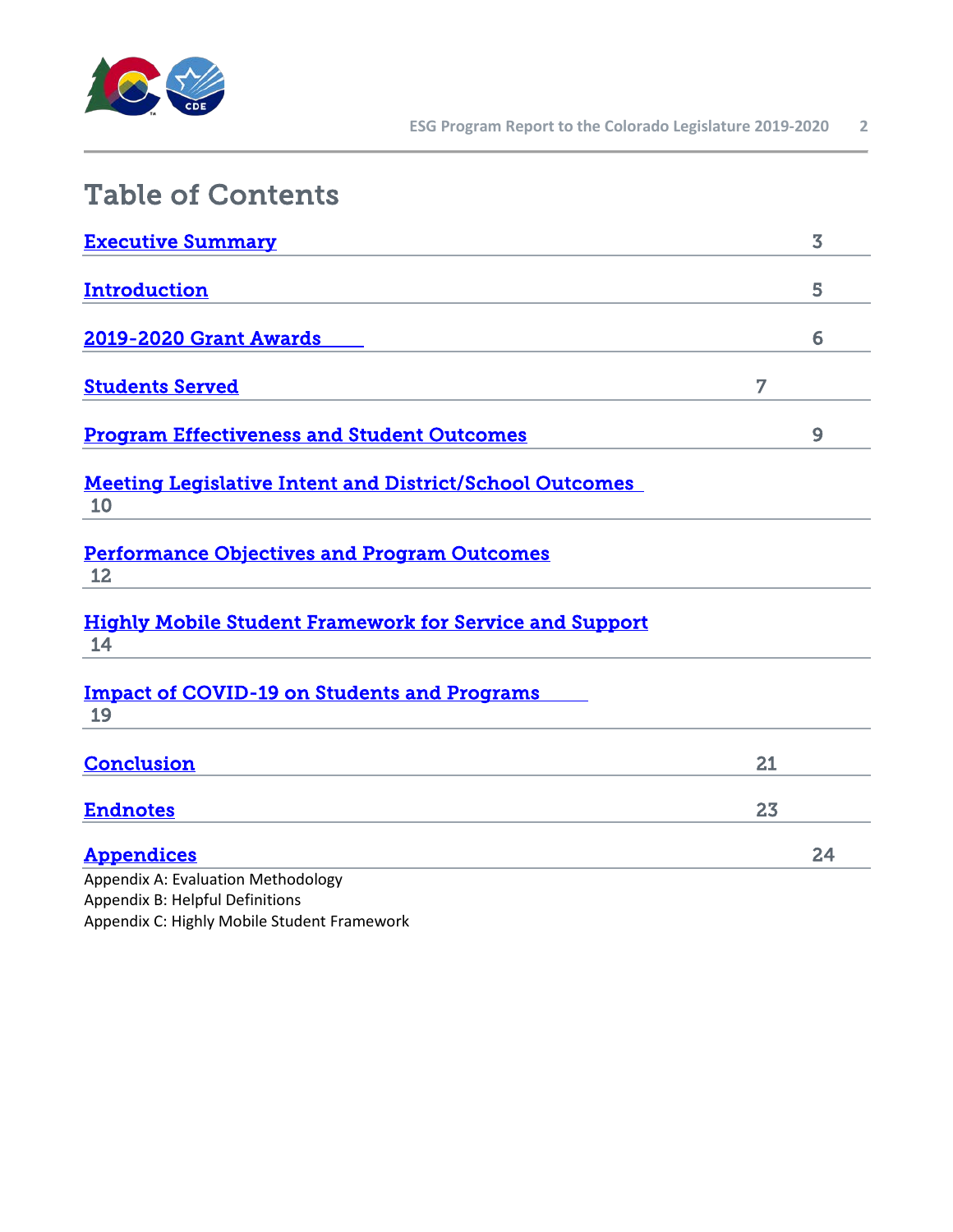# Table of Contents

| Section | Page |
|---|---|
| Executive Summary | 3 |
| Introduction | 5 |
| 2019-2020 Grant Awards | 6 |
| Students Served | 7 |
| Program Effectiveness and Student Outcomes | 9 |
| Meeting Legislative Intent and District/School Outcomes | 10 |
| Performance Objectives and Program Outcomes | 12 |
| Highly Mobile Student Framework for Service and Support | 14 |
| Impact of COVID-19 on Students and Programs | 19 |
| Conclusion | 21 |
| Endnotes | 23 |
| Appendices | 24 |

Appendix A: Evaluation Methodology
Appendix B: Helpful Definitions
Appendix C: Highly Mobile Student Framework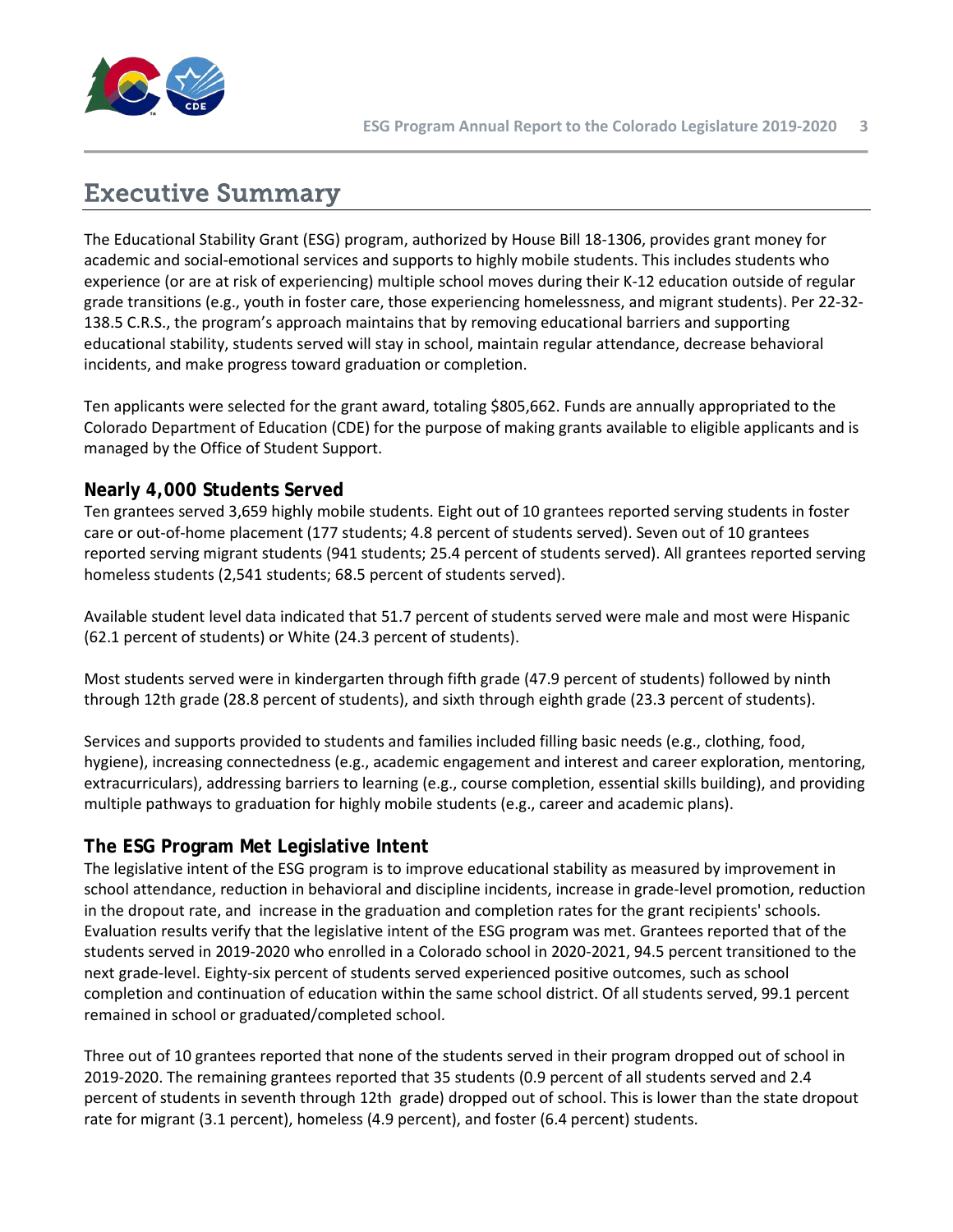# Executive Summary

The Educational Stability Grant (ESG) program, authorized by House Bill 18-1306, provides grant money for academic and social-emotional services and supports to highly mobile students. This includes students who experience (or are at risk of experiencing) multiple school moves during their K-12 education outside of regular grade transitions (e.g., youth in foster care, those experiencing homelessness, and migrant students). Per 22-32-138.5 C.R.S., the program's approach maintains that by removing educational barriers and supporting educational stability, students served will stay in school, maintain regular attendance, decrease behavioral incidents, and make progress toward graduation or completion.

Ten applicants were selected for the grant award, totaling $805,662. Funds are annually appropriated to the Colorado Department of Education (CDE) for the purpose of making grants available to eligible applicants and is managed by the Office of Student Support.

## Nearly 4,000 Students Served

Ten grantees served 3,659 highly mobile students. Eight out of 10 grantees reported serving students in foster care or out-of-home placement (177 students; 4.8 percent of students served). Seven out of 10 grantees reported serving migrant students (941 students; 25.4 percent of students served). All grantees reported serving homeless students (2,541 students; 68.5 percent of students served).

Available student level data indicated that 51.7 percent of students served were male and most were Hispanic (62.1 percent of students) or White (24.3 percent of students).

Most students served were in kindergarten through fifth grade (47.9 percent of students) followed by ninth through 12th grade (28.8 percent of students), and sixth through eighth grade (23.3 percent of students).

Services and supports provided to students and families included filling basic needs (e.g., clothing, food, hygiene), increasing connectedness (e.g., academic engagement and interest and career exploration, mentoring, extracurriculars), addressing barriers to learning (e.g., course completion, essential skills building), and providing multiple pathways to graduation for highly mobile students (e.g., career and academic plans).

## The ESG Program Met Legislative Intent

The legislative intent of the ESG program is to improve educational stability as measured by improvement in school attendance, reduction in behavioral and discipline incidents, increase in grade-level promotion, reduction in the dropout rate, and increase in the graduation and completion rates for the grant recipients' schools. Evaluation results verify that the legislative intent of the ESG program was met. Grantees reported that of the students served in 2019-2020 who enrolled in a Colorado school in 2020-2021, 94.5 percent transitioned to the next grade-level. Eighty-six percent of students served experienced positive outcomes, such as school completion and continuation of education within the same school district. Of all students served, 99.1 percent remained in school or graduated/completed school.

Three out of 10 grantees reported that none of the students served in their program dropped out of school in 2019-2020. The remaining grantees reported that 35 students (0.9 percent of all students served and 2.4 percent of students in seventh through 12th grade) dropped out of school. This is lower than the state dropout rate for migrant (3.1 percent), homeless (4.9 percent), and foster (6.4 percent) students.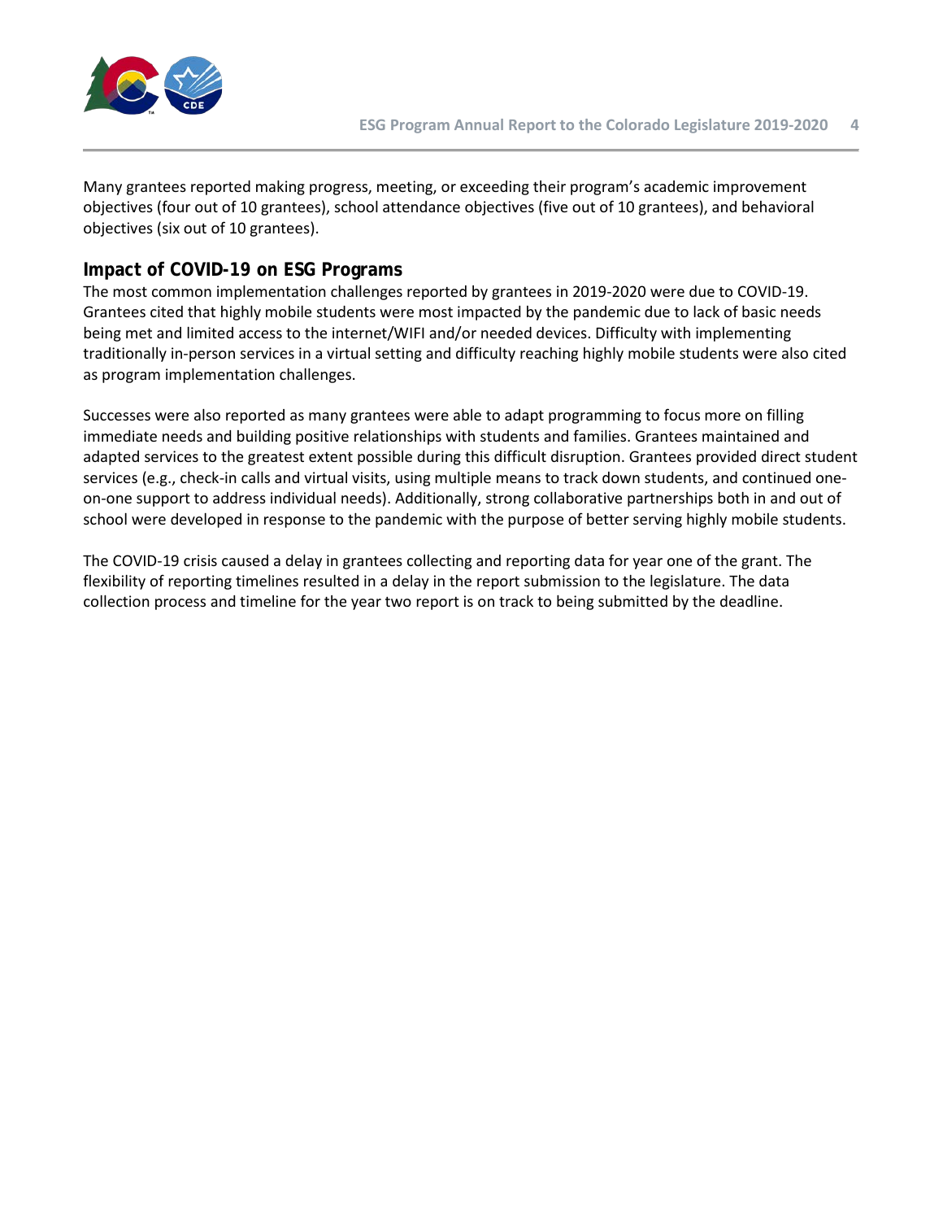Many grantees reported making progress, meeting, or exceeding their program's academic improvement objectives (four out of 10 grantees), school attendance objectives (five out of 10 grantees), and behavioral objectives (six out of 10 grantees).

## Impact of COVID-19 on ESG Programs

The most common implementation challenges reported by grantees in 2019-2020 were due to COVID-19. Grantees cited that highly mobile students were most impacted by the pandemic due to lack of basic needs being met and limited access to the internet/WIFI and/or needed devices. Difficulty with implementing traditionally in-person services in a virtual setting and difficulty reaching highly mobile students were also cited as program implementation challenges.

Successes were also reported as many grantees were able to adapt programming to focus more on filling immediate needs and building positive relationships with students and families. Grantees maintained and adapted services to the greatest extent possible during this difficult disruption. Grantees provided direct student services (e.g., check-in calls and virtual visits, using multiple means to track down students, and continued one-on-one support to address individual needs). Additionally, strong collaborative partnerships both in and out of school were developed in response to the pandemic with the purpose of better serving highly mobile students.

The COVID-19 crisis caused a delay in grantees collecting and reporting data for year one of the grant. The flexibility of reporting timelines resulted in a delay in the report submission to the legislature. The data collection process and timeline for the year two report is on track to being submitted by the deadline.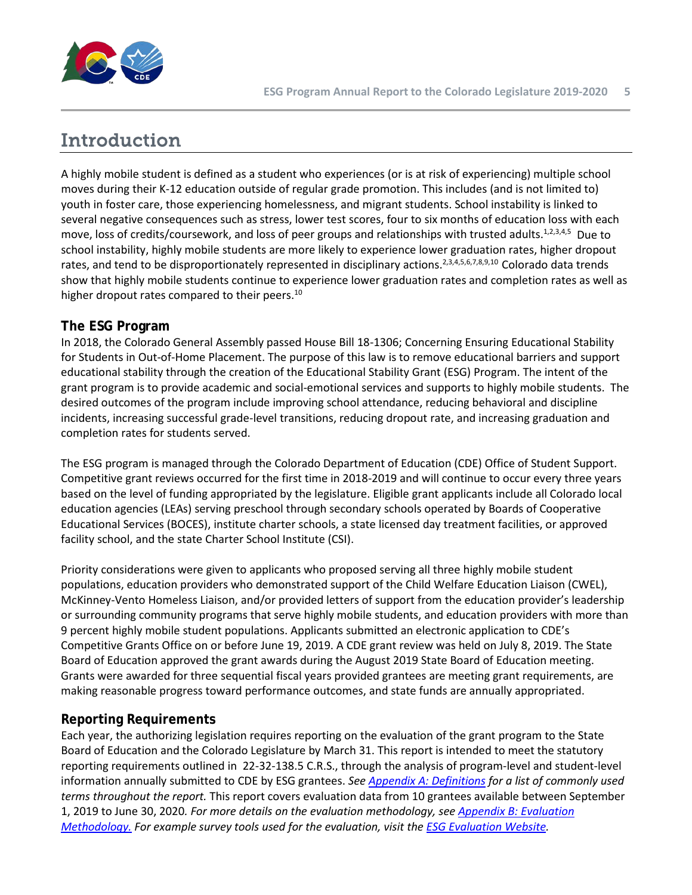# Introduction

A highly mobile student is defined as a student who experiences (or is at risk of experiencing) multiple school moves during their K-12 education outside of regular grade promotion. This includes (and is not limited to) youth in foster care, those experiencing homelessness, and migrant students. School instability is linked to several negative consequences such as stress, lower test scores, four to six months of education loss with each move, loss of credits/coursework, and loss of peer groups and relationships with trusted adults.[1,2,3,4,5] Due to school instability, highly mobile students are more likely to experience lower graduation rates, higher dropout rates, and tend to be disproportionately represented in disciplinary actions.[2,3,4,5,6,7,8,9,10] Colorado data trends show that highly mobile students continue to experience lower graduation rates and completion rates as well as higher dropout rates compared to their peers.[10]

## The ESG Program

In 2018, the Colorado General Assembly passed House Bill 18-1306; Concerning Ensuring Educational Stability for Students in Out-of-Home Placement. The purpose of this law is to remove educational barriers and support educational stability through the creation of the Educational Stability Grant (ESG) Program. The intent of the grant program is to provide academic and social-emotional services and supports to highly mobile students. The desired outcomes of the program include improving school attendance, reducing behavioral and discipline incidents, increasing successful grade-level transitions, reducing dropout rate, and increasing graduation and completion rates for students served.

The ESG program is managed through the Colorado Department of Education (CDE) Office of Student Support. Competitive grant reviews occurred for the first time in 2018-2019 and will continue to occur every three years based on the level of funding appropriated by the legislature. Eligible grant applicants include all Colorado local education agencies (LEAs) serving preschool through secondary schools operated by Boards of Cooperative Educational Services (BOCES), institute charter schools, a state licensed day treatment facilities, or approved facility school, and the state Charter School Institute (CSI).

Priority considerations were given to applicants who proposed serving all three highly mobile student populations, education providers who demonstrated support of the Child Welfare Education Liaison (CWEL), McKinney-Vento Homeless Liaison, and/or provided letters of support from the education provider's leadership or surrounding community programs that serve highly mobile students, and education providers with more than 9 percent highly mobile student populations. Applicants submitted an electronic application to CDE's Competitive Grants Office on or before June 19, 2019. A CDE grant review was held on July 8, 2019. The State Board of Education approved the grant awards during the August 2019 State Board of Education meeting. Grants were awarded for three sequential fiscal years provided grantees are meeting grant requirements, are making reasonable progress toward performance outcomes, and state funds are annually appropriated.

## Reporting Requirements

Each year, the authorizing legislation requires reporting on the evaluation of the grant program to the State Board of Education and the Colorado Legislature by March 31. This report is intended to meet the statutory reporting requirements outlined in 22-32-138.5 C.R.S., through the analysis of program-level and student-level information annually submitted to CDE by ESG grantees. *See Appendix A: Definitions for a list of commonly used terms throughout the report.* This report covers evaluation data from 10 grantees available between September 1, 2019 to June 30, 2020. *For more details on the evaluation methodology, see Appendix B: Evaluation Methodology. For example survey tools used for the evaluation, visit the ESG Evaluation Website.*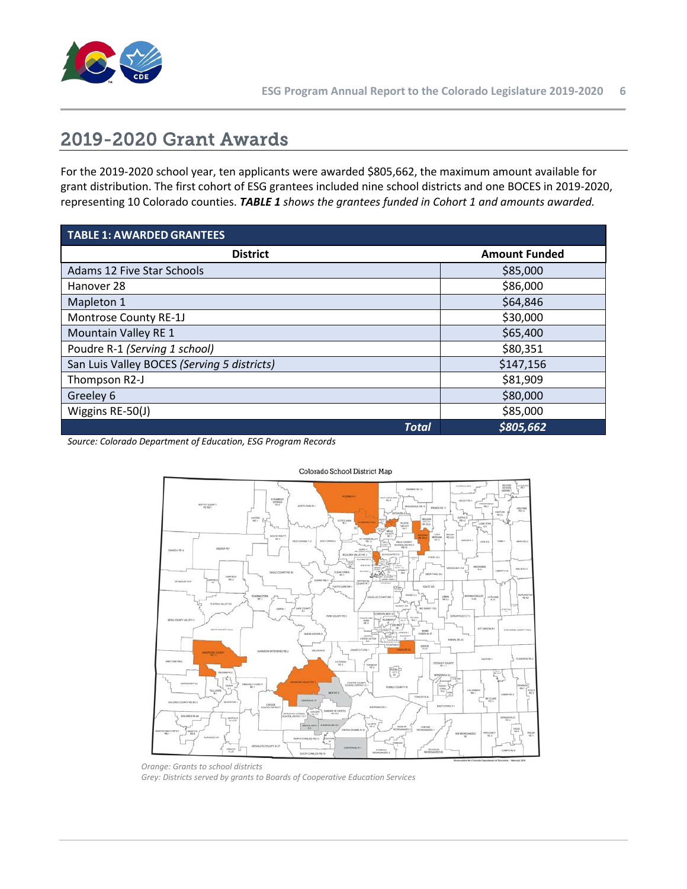## 2019-2020 Grant Awards

For the 2019-2020 school year, ten applicants were awarded $805,662, the maximum amount available for grant distribution. The first cohort of ESG grantees included nine school districts and one BOCES in 2019-2020, representing 10 Colorado counties. ***TABLE 1** shows the grantees funded in Cohort 1 and amounts awarded.*

**TABLE 1: AWARDED GRANTEES**

| District | Amount Funded |
|---|---|
| Adams 12 Five Star Schools | $85,000 |
| Hanover 28 | $86,000 |
| Mapleton 1 | $64,846 |
| Montrose County RE-1J | $30,000 |
| Mountain Valley RE 1 | $65,400 |
| Poudre R-1 *(Serving 1 school)* | $80,351 |
| San Luis Valley BOCES *(Serving 5 districts)* | $147,156 |
| Thompson R2-J | $81,909 |
| Greeley 6 | $80,000 |
| Wiggins RE-50(J) | $85,000 |
| ***Total*** | ***$805,662*** |

*Source: Colorado Department of Education, ESG Program Records*

*Orange: Grants to school districts*
*Grey: Districts served by grants to Boards of Cooperative Education Services*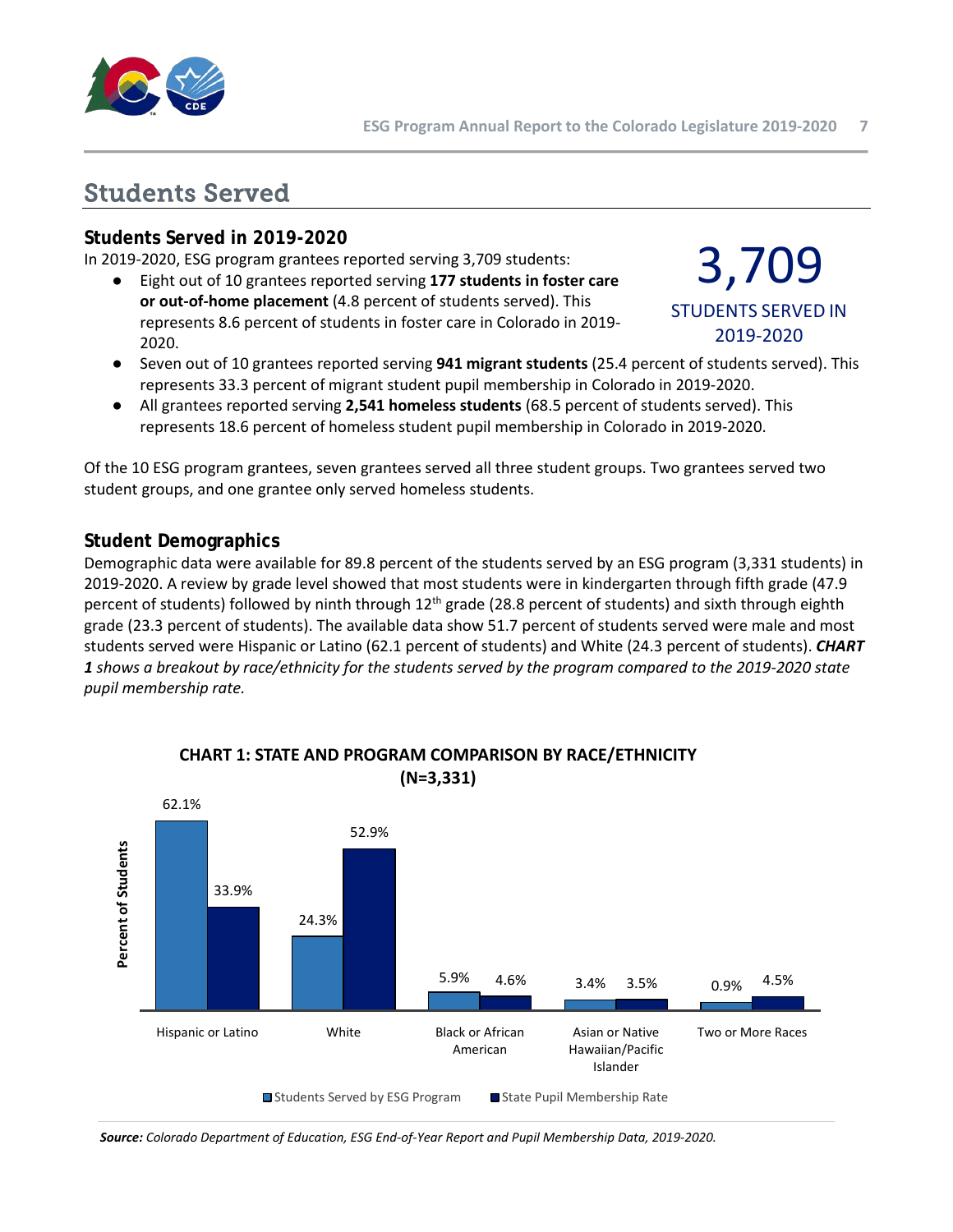# Students Served

## Students Served in 2019-2020

In 2019-2020, ESG program grantees reported serving 3,709 students:

**3,709**
STUDENTS SERVED IN 2019-2020

- Eight out of 10 grantees reported serving **177 students in foster care or out-of-home placement** (4.8 percent of students served). This represents 8.6 percent of students in foster care in Colorado in 2019-2020.
- Seven out of 10 grantees reported serving **941 migrant students** (25.4 percent of students served). This represents 33.3 percent of migrant student pupil membership in Colorado in 2019-2020.
- All grantees reported serving **2,541 homeless students** (68.5 percent of students served). This represents 18.6 percent of homeless student pupil membership in Colorado in 2019-2020.

Of the 10 ESG program grantees, seven grantees served all three student groups. Two grantees served two student groups, and one grantee only served homeless students.

## Student Demographics

Demographic data were available for 89.8 percent of the students served by an ESG program (3,331 students) in 2019-2020. A review by grade level showed that most students were in kindergarten through fifth grade (47.9 percent of students) followed by ninth through 12th grade (28.8 percent of students) and sixth through eighth grade (23.3 percent of students). The available data show 51.7 percent of students served were male and most students served were Hispanic or Latino (62.1 percent of students) and White (24.3 percent of students). ***CHART 1** shows a breakout by race/ethnicity for the students served by the program compared to the 2019-2020 state pupil membership rate.*

**CHART 1: STATE AND PROGRAM COMPARISON BY RACE/ETHNICITY (N=3,331)**

| Race/Ethnicity | Students Served by ESG Program | State Pupil Membership Rate |
|---|---|---|
| Hispanic or Latino | 62.1% | 33.9% |
| White | 24.3% | 52.9% |
| Black or African American | 5.9% | 4.6% |
| Asian or Native Hawaiian/Pacific Islander | 3.4% | 3.5% |
| Two or More Races | 0.9% | 4.5% |

***Source:** Colorado Department of Education, ESG End-of-Year Report and Pupil Membership Data, 2019-2020.*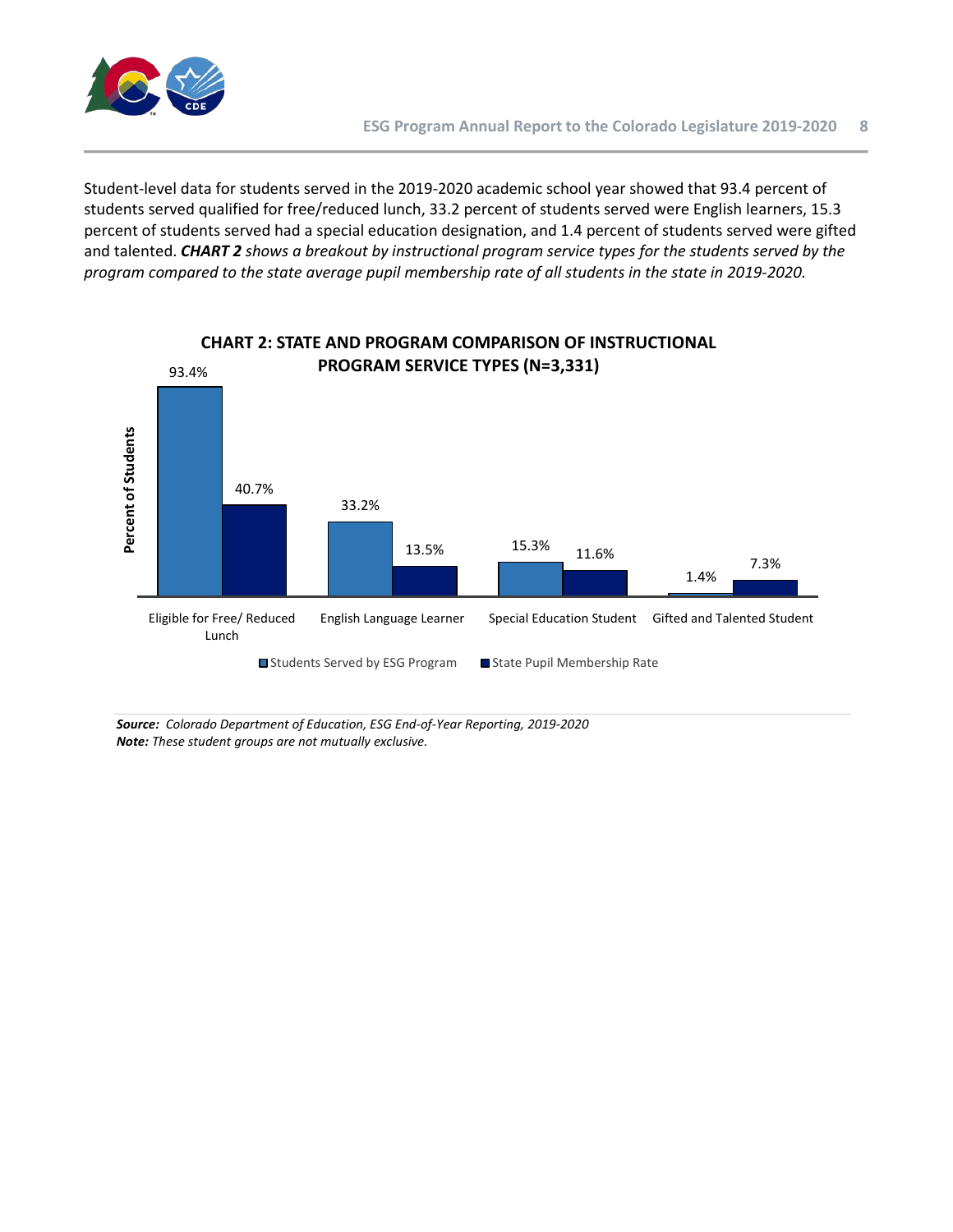Student-level data for students served in the 2019-2020 academic school year showed that 93.4 percent of students served qualified for free/reduced lunch, 33.2 percent of students served were English learners, 15.3 percent of students served had a special education designation, and 1.4 percent of students served were gifted and talented. ***CHART 2*** *shows a breakout by instructional program service types for the students served by the program compared to the state average pupil membership rate of all students in the state in 2019-2020.*

**CHART 2: STATE AND PROGRAM COMPARISON OF INSTRUCTIONAL PROGRAM SERVICE TYPES (N=3,331)**

| Percent of Students | Students Served by ESG Program | State Pupil Membership Rate |
|---|---|---|
| Eligible for Free/ Reduced Lunch | 93.4% | 40.7% |
| English Language Learner | 33.2% | 13.5% |
| Special Education Student | 15.3% | 11.6% |
| Gifted and Talented Student | 1.4% | 7.3% |

***Source:*** *Colorado Department of Education, ESG End-of-Year Reporting, 2019-2020*
***Note:*** *These student groups are not mutually exclusive.*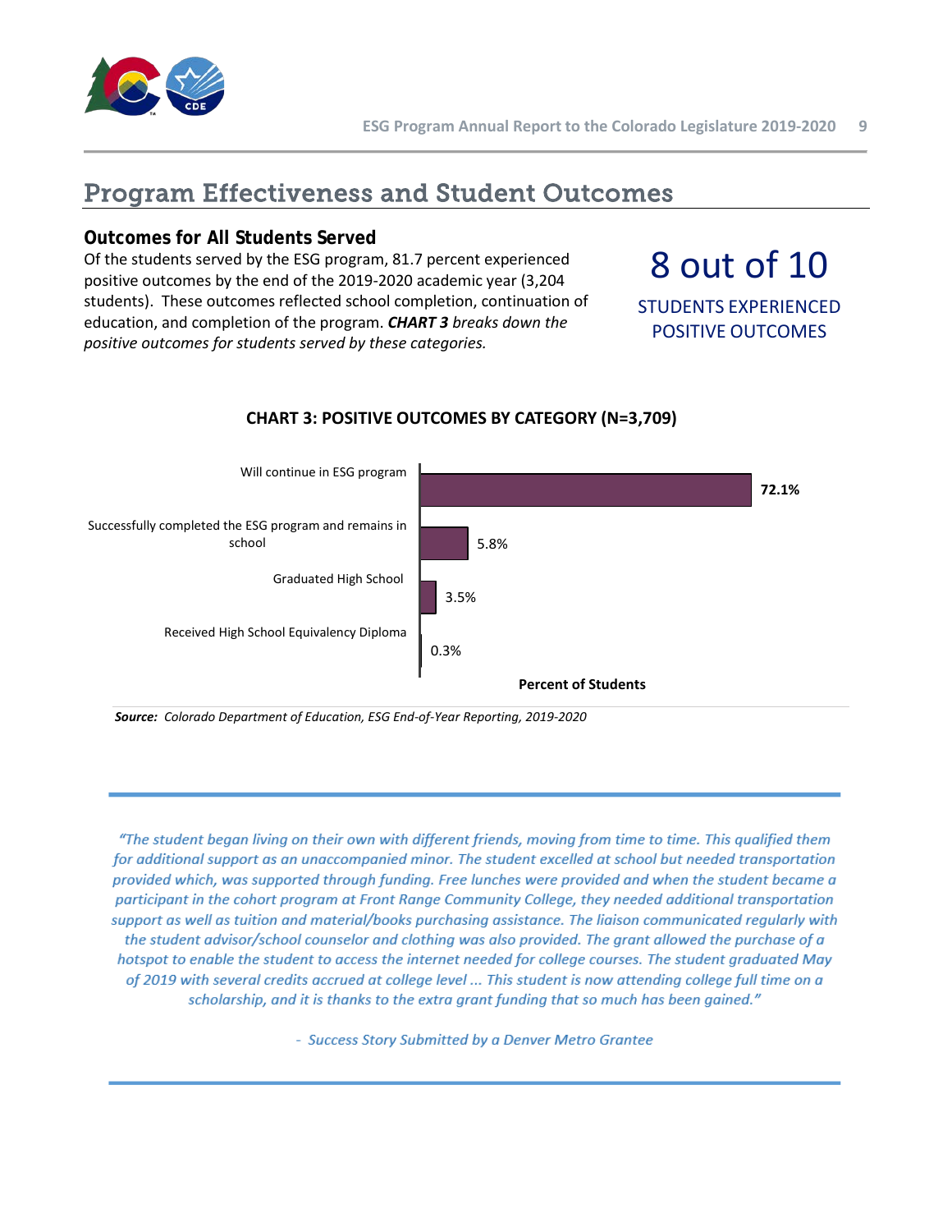## Program Effectiveness and Student Outcomes

### Outcomes for All Students Served

Of the students served by the ESG program, 81.7 percent experienced positive outcomes by the end of the 2019-2020 academic year (3,204 students). These outcomes reflected school completion, continuation of education, and completion of the program. ***CHART 3*** *breaks down the positive outcomes for students served by these categories.*

**8 out of 10**

**STUDENTS EXPERIENCED POSITIVE OUTCOMES**

**CHART 3: POSITIVE OUTCOMES BY CATEGORY (N=3,709)**

| Category | Percent of Students |
|---|---|
| Will continue in ESG program | 72.1% |
| Successfully completed the ESG program and remains in school | 5.8% |
| Graduated High School | 3.5% |
| Received High School Equivalency Diploma | 0.3% |

***Source:*** *Colorado Department of Education, ESG End-of-Year Reporting, 2019-2020*

*"The student began living on their own with different friends, moving from time to time. This qualified them for additional support as an unaccompanied minor. The student excelled at school but needed transportation provided which, was supported through funding. Free lunches were provided and when the student became a participant in the cohort program at Front Range Community College, they needed additional transportation support as well as tuition and material/books purchasing assistance. The liaison communicated regularly with the student advisor/school counselor and clothing was also provided. The grant allowed the purchase of a hotspot to enable the student to access the internet needed for college courses. The student graduated May of 2019 with several credits accrued at college level ... This student is now attending college full time on a scholarship, and it is thanks to the extra grant funding that so much has been gained."*

*- Success Story Submitted by a Denver Metro Grantee*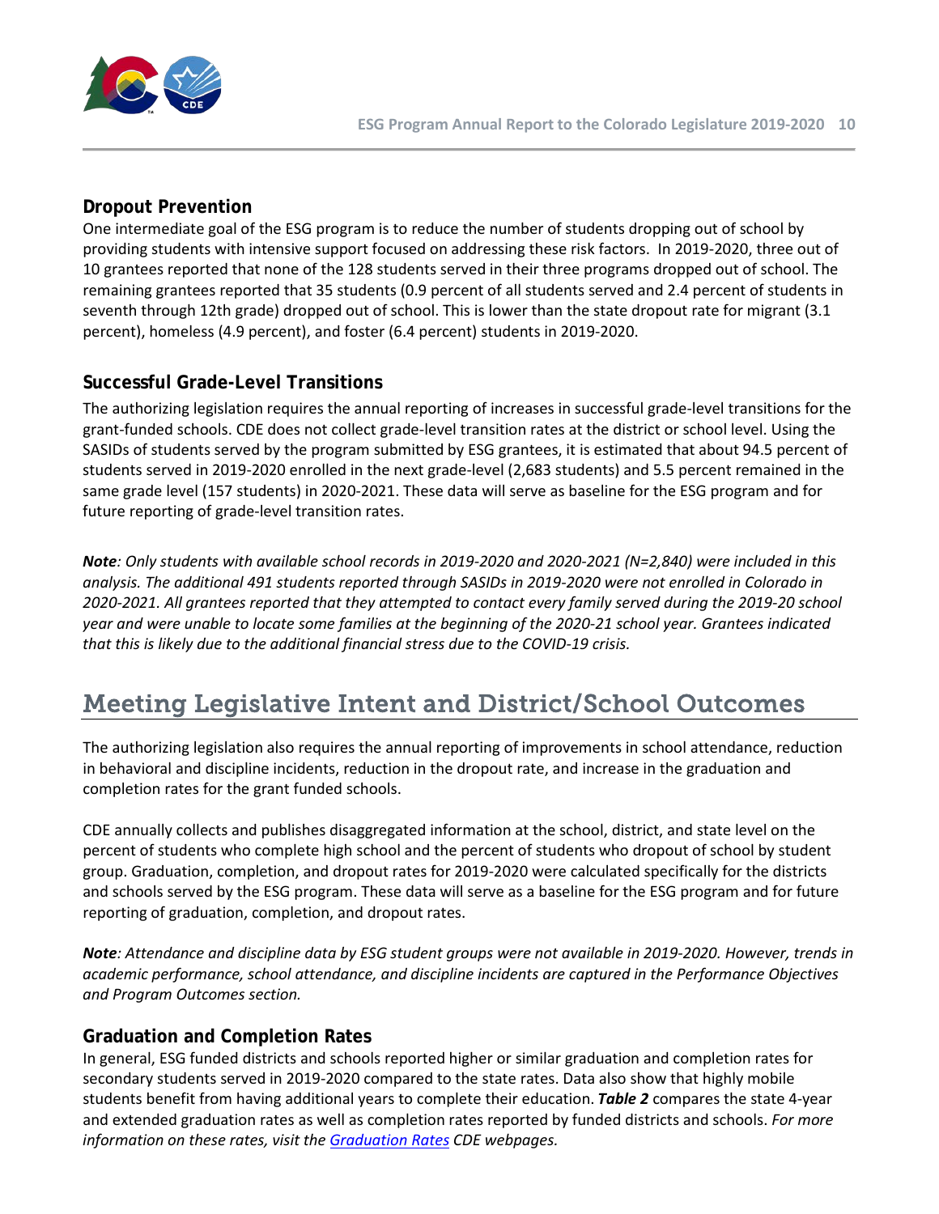### Dropout Prevention

One intermediate goal of the ESG program is to reduce the number of students dropping out of school by providing students with intensive support focused on addressing these risk factors. In 2019-2020, three out of 10 grantees reported that none of the 128 students served in their three programs dropped out of school. The remaining grantees reported that 35 students (0.9 percent of all students served and 2.4 percent of students in seventh through 12th grade) dropped out of school. This is lower than the state dropout rate for migrant (3.1 percent), homeless (4.9 percent), and foster (6.4 percent) students in 2019-2020.

### Successful Grade-Level Transitions

The authorizing legislation requires the annual reporting of increases in successful grade-level transitions for the grant-funded schools. CDE does not collect grade-level transition rates at the district or school level. Using the SASIDs of students served by the program submitted by ESG grantees, it is estimated that about 94.5 percent of students served in 2019-2020 enrolled in the next grade-level (2,683 students) and 5.5 percent remained in the same grade level (157 students) in 2020-2021. These data will serve as baseline for the ESG program and for future reporting of grade-level transition rates.

***Note****: Only students with available school records in 2019-2020 and 2020-2021 (N=2,840) were included in this analysis. The additional 491 students reported through SASIDs in 2019-2020 were not enrolled in Colorado in 2020-2021. All grantees reported that they attempted to contact every family served during the 2019-20 school year and were unable to locate some families at the beginning of the 2020-21 school year. Grantees indicated that this is likely due to the additional financial stress due to the COVID-19 crisis.*

## Meeting Legislative Intent and District/School Outcomes

The authorizing legislation also requires the annual reporting of improvements in school attendance, reduction in behavioral and discipline incidents, reduction in the dropout rate, and increase in the graduation and completion rates for the grant funded schools.

CDE annually collects and publishes disaggregated information at the school, district, and state level on the percent of students who complete high school and the percent of students who dropout of school by student group. Graduation, completion, and dropout rates for 2019-2020 were calculated specifically for the districts and schools served by the ESG program. These data will serve as a baseline for the ESG program and for future reporting of graduation, completion, and dropout rates.

***Note****: Attendance and discipline data by ESG student groups were not available in 2019-2020. However, trends in academic performance, school attendance, and discipline incidents are captured in the Performance Objectives and Program Outcomes section.*

### Graduation and Completion Rates

In general, ESG funded districts and schools reported higher or similar graduation and completion rates for secondary students served in 2019-2020 compared to the state rates. Data also show that highly mobile students benefit from having additional years to complete their education. ***Table 2*** compares the state 4-year and extended graduation rates as well as completion rates reported by funded districts and schools. *For more information on these rates, visit the [Graduation Rates] CDE webpages.*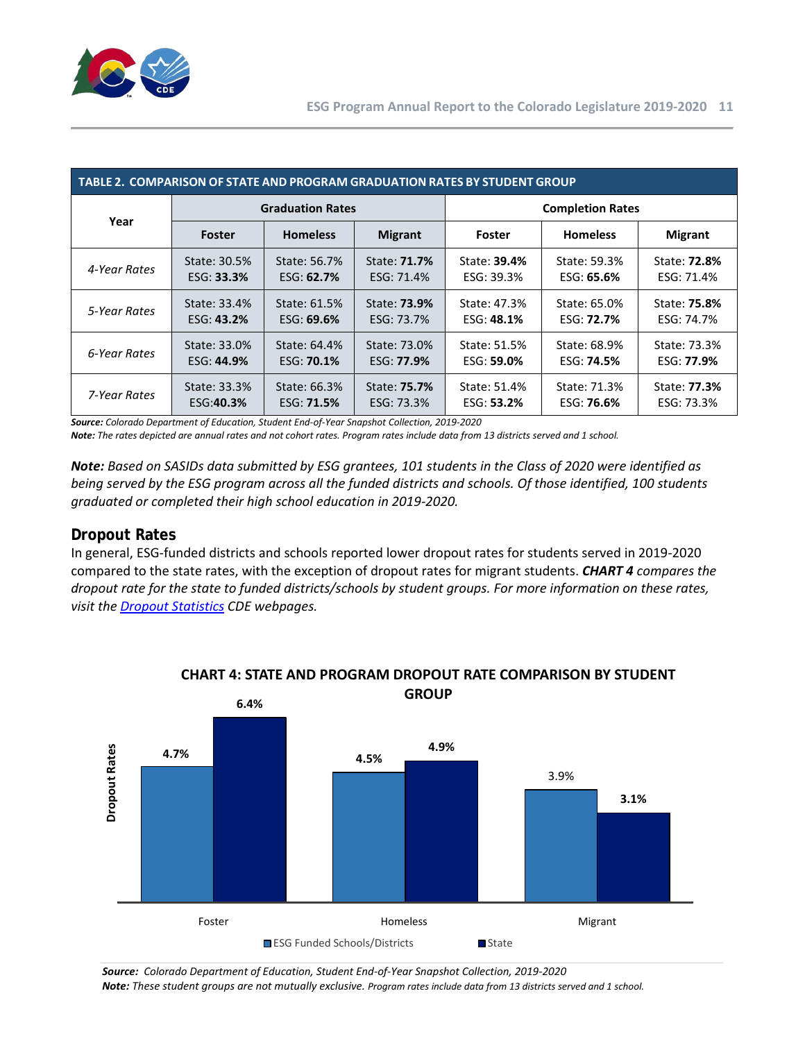| TABLE 2. COMPARISON OF STATE AND PROGRAM GRADUATION RATES BY STUDENT GROUP | | | | | | |
|---|---|---|---|---|---|---|
| **Year** | **Graduation Rates** | | | **Completion Rates** | | |
| | **Foster** | **Homeless** | **Migrant** | **Foster** | **Homeless** | **Migrant** |
| *4-Year Rates* | State: 30.5%<br>ESG: **33.3%** | State: 56.7%<br>ESG: **62.7%** | State: **71.7%**<br>ESG: 71.4% | State: **39.4%**<br>ESG: 39.3% | State: 59.3%<br>ESG: **65.6%** | State: **72.8%**<br>ESG: 71.4% |
| *5-Year Rates* | State: 33.4%<br>ESG: **43.2%** | State: 61.5%<br>ESG: **69.6%** | State: **73.9%**<br>ESG: 73.7% | State: 47.3%<br>ESG: **48.1%** | State: 65.0%<br>ESG: **72.7%** | State: **75.8%**<br>ESG: 74.7% |
| *6-Year Rates* | State: 33.0%<br>ESG: **44.9%** | State: 64.4%<br>ESG: **70.1%** | State: 73.0%<br>ESG: **77.9%** | State: 51.5%<br>ESG: **59.0%** | State: 68.9%<br>ESG: **74.5%** | State: 73.3%<br>ESG: **77.9%** |
| *7-Year Rates* | State: 33.3%<br>ESG:**40.3%** | State: 66.3%<br>ESG: **71.5%** | State: **75.7%**<br>ESG: 73.3% | State: 51.4%<br>ESG: **53.2%** | State: 71.3%<br>ESG: **76.6%** | State: **77.3%**<br>ESG: 73.3% |

***Source:*** *Colorado Department of Education, Student End-of-Year Snapshot Collection, 2019-2020*
***Note:*** *The rates depicted are annual rates and not cohort rates. Program rates include data from 13 districts served and 1 school.*

***Note:*** *Based on SASIDs data submitted by ESG grantees, 101 students in the Class of 2020 were identified as being served by the ESG program across all the funded districts and schools. Of those identified, 100 students graduated or completed their high school education in 2019-2020.*

## Dropout Rates

In general, ESG-funded districts and schools reported lower dropout rates for students served in 2019-2020 compared to the state rates, with the exception of dropout rates for migrant students. ***CHART 4*** *compares the dropout rate for the state to funded districts/schools by student groups. For more information on these rates, visit the* [*Dropout Statistics*]() *CDE webpages.*

**CHART 4: STATE AND PROGRAM DROPOUT RATE COMPARISON BY STUDENT GROUP**

| Student Group | ESG Funded Schools/Districts | State |
|---|---|---|
| Foster | 4.7% | 6.4% |
| Homeless | 4.5% | 4.9% |
| Migrant | 3.9% | 3.1% |

***Source:*** *Colorado Department of Education, Student End-of-Year Snapshot Collection, 2019-2020*
***Note:*** *These student groups are not mutually exclusive. Program rates include data from 13 districts served and 1 school.*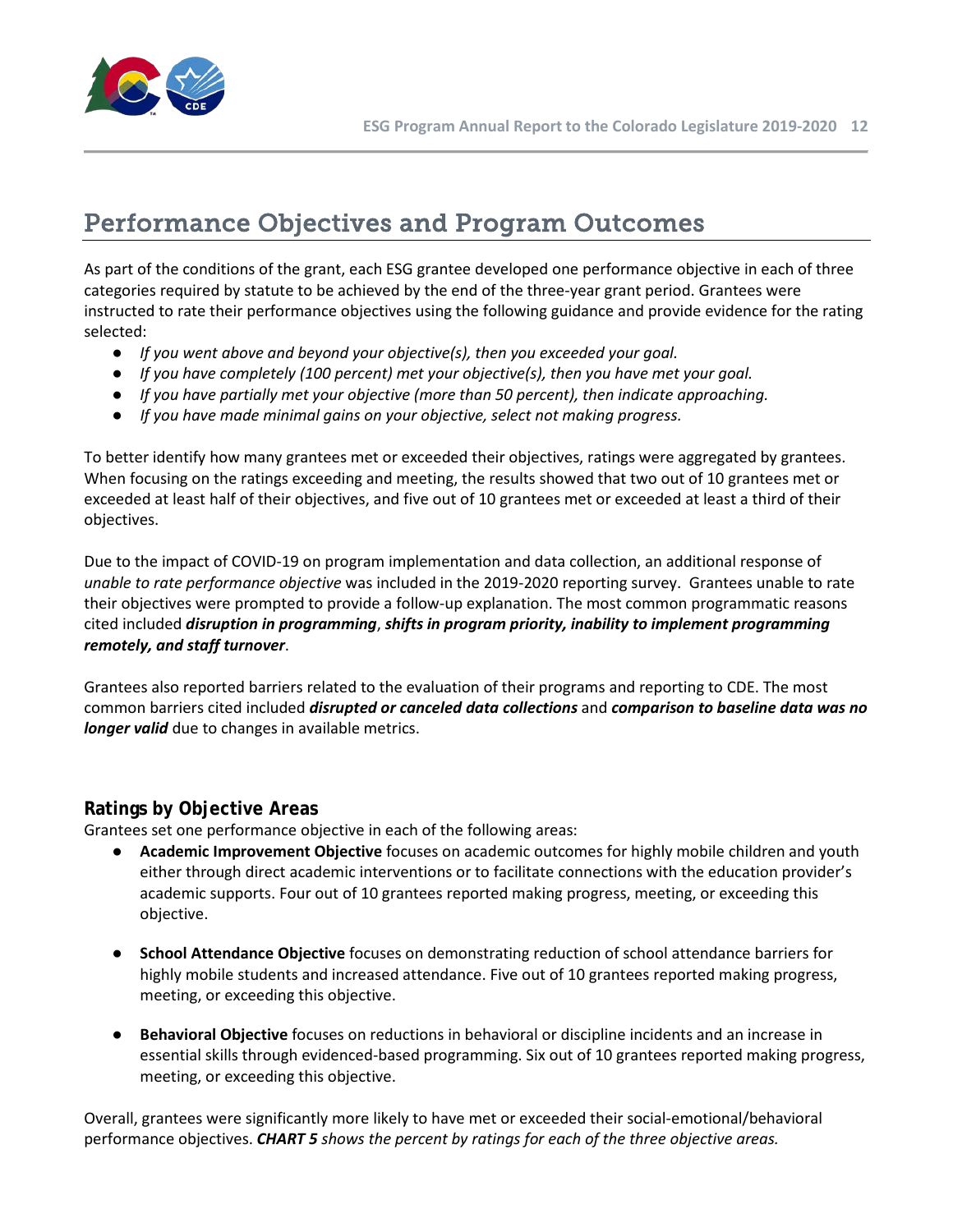# Performance Objectives and Program Outcomes

As part of the conditions of the grant, each ESG grantee developed one performance objective in each of three categories required by statute to be achieved by the end of the three-year grant period. Grantees were instructed to rate their performance objectives using the following guidance and provide evidence for the rating selected:

- *If you went above and beyond your objective(s), then you exceeded your goal.*
- *If you have completely (100 percent) met your objective(s), then you have met your goal.*
- *If you have partially met your objective (more than 50 percent), then indicate approaching.*
- *If you have made minimal gains on your objective, select not making progress.*

To better identify how many grantees met or exceeded their objectives, ratings were aggregated by grantees. When focusing on the ratings exceeding and meeting, the results showed that two out of 10 grantees met or exceeded at least half of their objectives, and five out of 10 grantees met or exceeded at least a third of their objectives.

Due to the impact of COVID-19 on program implementation and data collection, an additional response of *unable to rate performance objective* was included in the 2019-2020 reporting survey. Grantees unable to rate their objectives were prompted to provide a follow-up explanation. The most common programmatic reasons cited included ***disruption in programming***, ***shifts in program priority, inability to implement programming remotely, and staff turnover***.

Grantees also reported barriers related to the evaluation of their programs and reporting to CDE. The most common barriers cited included ***disrupted or canceled data collections*** and ***comparison to baseline data was no longer valid*** due to changes in available metrics.

### Ratings by Objective Areas

Grantees set one performance objective in each of the following areas:

- **Academic Improvement Objective** focuses on academic outcomes for highly mobile children and youth either through direct academic interventions or to facilitate connections with the education provider's academic supports. Four out of 10 grantees reported making progress, meeting, or exceeding this objective.

- **School Attendance Objective** focuses on demonstrating reduction of school attendance barriers for highly mobile students and increased attendance. Five out of 10 grantees reported making progress, meeting, or exceeding this objective.

- **Behavioral Objective** focuses on reductions in behavioral or discipline incidents and an increase in essential skills through evidenced-based programming. Six out of 10 grantees reported making progress, meeting, or exceeding this objective.

Overall, grantees were significantly more likely to have met or exceeded their social-emotional/behavioral performance objectives. ***CHART 5*** *shows the percent by ratings for each of the three objective areas.*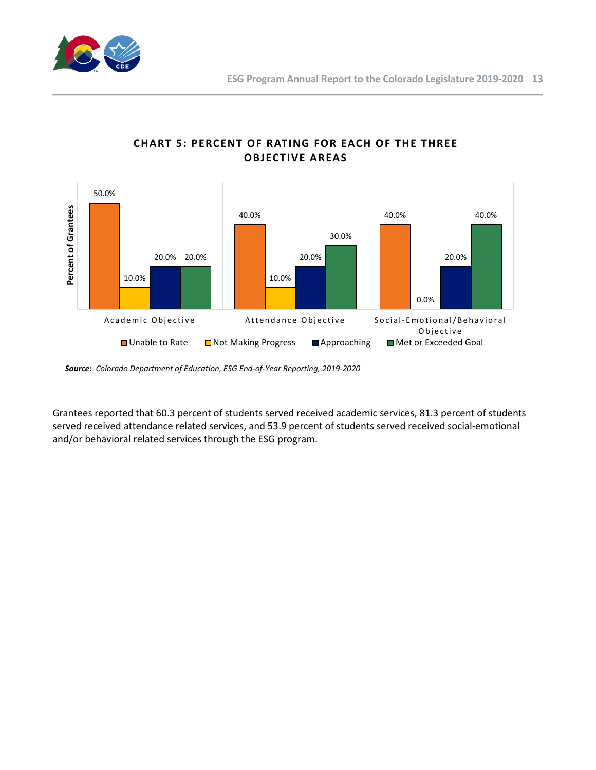## CHART 5: PERCENT OF RATING FOR EACH OF THE THREE OBJECTIVE AREAS

| Objective | Unable to Rate | Not Making Progress | Approaching | Met or Exceeded Goal |
|---|---|---|---|---|
| Academic Objective | 50.0% | 10.0% | 20.0% | 20.0% |
| Attendance Objective | 40.0% | 10.0% | 20.0% | 30.0% |
| Social-Emotional/Behavioral Objective | 40.0% | 0.0% | 20.0% | 40.0% |

***Source:*** *Colorado Department of Education, ESG End-of-Year Reporting, 2019-2020*

Grantees reported that 60.3 percent of students served received academic services, 81.3 percent of students served received attendance related services, and 53.9 percent of students served received social-emotional and/or behavioral related services through the ESG program.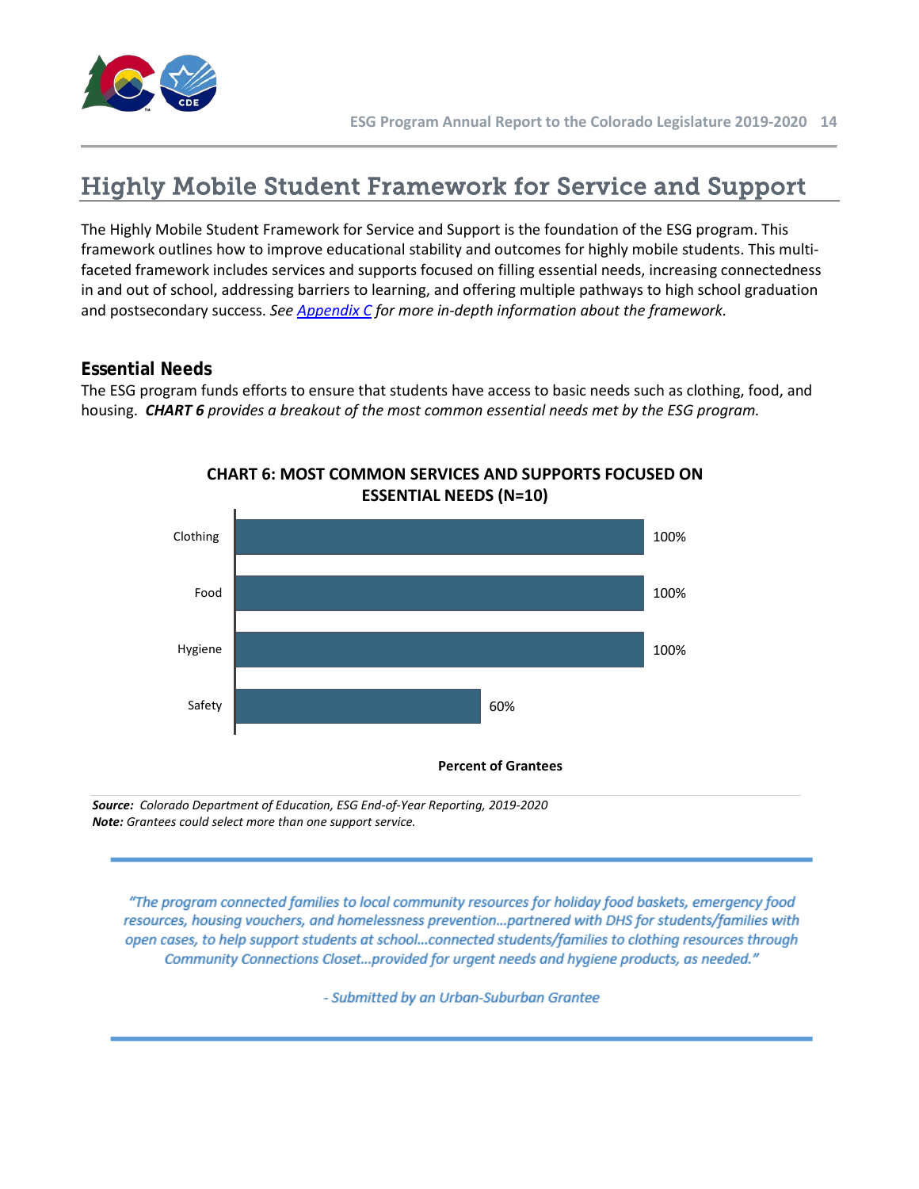# Highly Mobile Student Framework for Service and Support

The Highly Mobile Student Framework for Service and Support is the foundation of the ESG program. This framework outlines how to improve educational stability and outcomes for highly mobile students. This multi-faceted framework includes services and supports focused on filling essential needs, increasing connectedness in and out of school, addressing barriers to learning, and offering multiple pathways to high school graduation and postsecondary success. *See [Appendix C](#) for more in-depth information about the framework.*

## Essential Needs

The ESG program funds efforts to ensure that students have access to basic needs such as clothing, food, and housing. ***CHART 6*** *provides a breakout of the most common essential needs met by the ESG program.*

**CHART 6: MOST COMMON SERVICES AND SUPPORTS FOCUSED ON ESSENTIAL NEEDS (N=10)**

| Essential Need | Percent of Grantees |
|---|---|
| Clothing | 100% |
| Food | 100% |
| Hygiene | 100% |
| Safety | 60% |

***Source:*** *Colorado Department of Education, ESG End-of-Year Reporting, 2019-2020*
***Note:*** *Grantees could select more than one support service.*

> *"The program connected families to local community resources for holiday food baskets, emergency food resources, housing vouchers, and homelessness prevention…partnered with DHS for students/families with open cases, to help support students at school…connected students/families to clothing resources through Community Connections Closet…provided for urgent needs and hygiene products, as needed."*
>
> *- Submitted by an Urban-Suburban Grantee*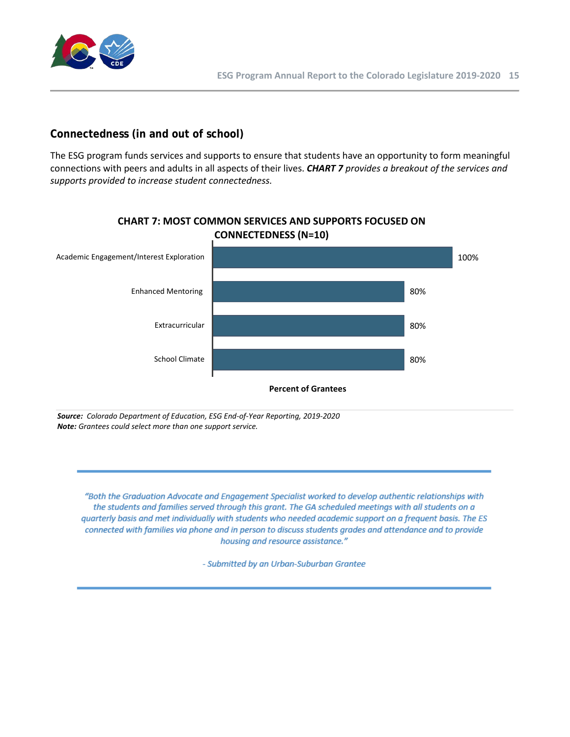## Connectedness (in and out of school)

The ESG program funds services and supports to ensure that students have an opportunity to form meaningful connections with peers and adults in all aspects of their lives. ***CHART 7*** *provides a breakout of the services and supports provided to increase student connectedness.*

**CHART 7: MOST COMMON SERVICES AND SUPPORTS FOCUSED ON CONNECTEDNESS (N=10)**

| Service/Support | Percent of Grantees |
|---|---|
| Academic Engagement/Interest Exploration | 100% |
| Enhanced Mentoring | 80% |
| Extracurricular | 80% |
| School Climate | 80% |

***Source:*** *Colorado Department of Education, ESG End-of-Year Reporting, 2019-2020*
***Note:*** *Grantees could select more than one support service.*

*"Both the Graduation Advocate and Engagement Specialist worked to develop authentic relationships with the students and families served through this grant. The GA scheduled meetings with all students on a quarterly basis and met individually with students who needed academic support on a frequent basis. The ES connected with families via phone and in person to discuss students grades and attendance and to provide housing and resource assistance."*

*- Submitted by an Urban-Suburban Grantee*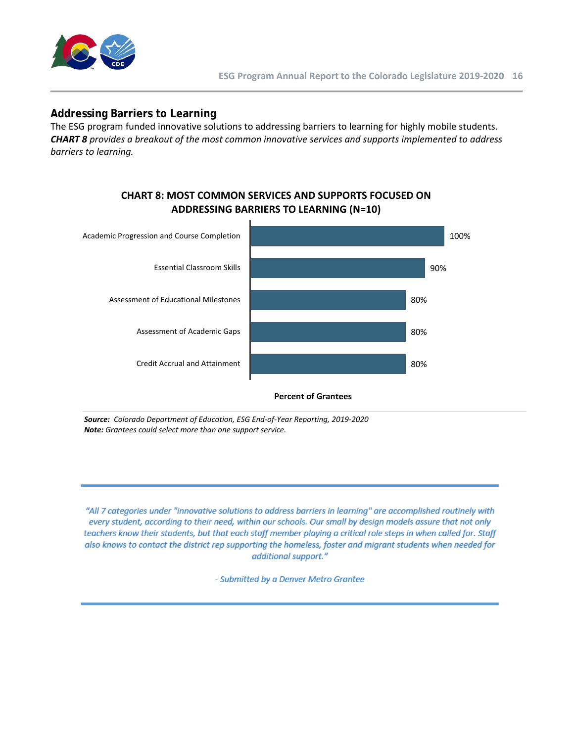## Addressing Barriers to Learning

The ESG program funded innovative solutions to addressing barriers to learning for highly mobile students. ***CHART 8** provides a breakout of the most common innovative services and supports implemented to address barriers to learning.*

**CHART 8: MOST COMMON SERVICES AND SUPPORTS FOCUSED ON ADDRESSING BARRIERS TO LEARNING (N=10)**

| Service/Support | Percent of Grantees |
|---|---|
| Academic Progression and Course Completion | 100% |
| Essential Classroom Skills | 90% |
| Assessment of Educational Milestones | 80% |
| Assessment of Academic Gaps | 80% |
| Credit Accrual and Attainment | 80% |

***Source:*** *Colorado Department of Education, ESG End-of-Year Reporting, 2019-2020*
***Note:*** *Grantees could select more than one support service.*

*"All 7 categories under "innovative solutions to address barriers in learning" are accomplished routinely with every student, according to their need, within our schools. Our small by design models assure that not only teachers know their students, but that each staff member playing a critical role steps in when called for. Staff also knows to contact the district rep supporting the homeless, foster and migrant students when needed for additional support."*

*- Submitted by a Denver Metro Grantee*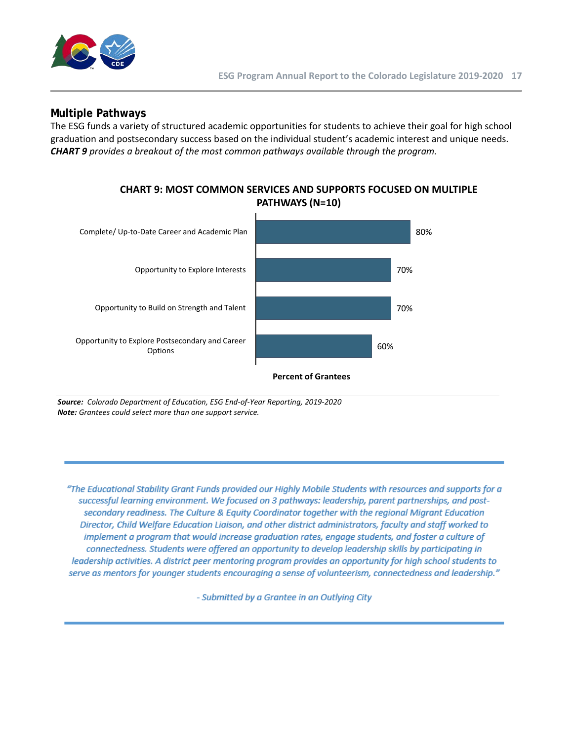## Multiple Pathways

The ESG funds a variety of structured academic opportunities for students to achieve their goal for high school graduation and postsecondary success based on the individual student's academic interest and unique needs. ***CHART 9*** *provides a breakout of the most common pathways available through the program.*

**CHART 9: MOST COMMON SERVICES AND SUPPORTS FOCUSED ON MULTIPLE PATHWAYS (N=10)**

| Service/Support | Percent of Grantees |
| --- | --- |
| Complete/ Up-to-Date Career and Academic Plan | 80% |
| Opportunity to Explore Interests | 70% |
| Opportunity to Build on Strength and Talent | 70% |
| Opportunity to Explore Postsecondary and Career Options | 60% |

***Source:*** *Colorado Department of Education, ESG End-of-Year Reporting, 2019-2020*
***Note:*** *Grantees could select more than one support service.*

*"The Educational Stability Grant Funds provided our Highly Mobile Students with resources and supports for a successful learning environment. We focused on 3 pathways: leadership, parent partnerships, and post-secondary readiness. The Culture & Equity Coordinator together with the regional Migrant Education Director, Child Welfare Education Liaison, and other district administrators, faculty and staff worked to implement a program that would increase graduation rates, engage students, and foster a culture of connectedness. Students were offered an opportunity to develop leadership skills by participating in leadership activities. A district peer mentoring program provides an opportunity for high school students to serve as mentors for younger students encouraging a sense of volunteerism, connectedness and leadership."*

*- Submitted by a Grantee in an Outlying City*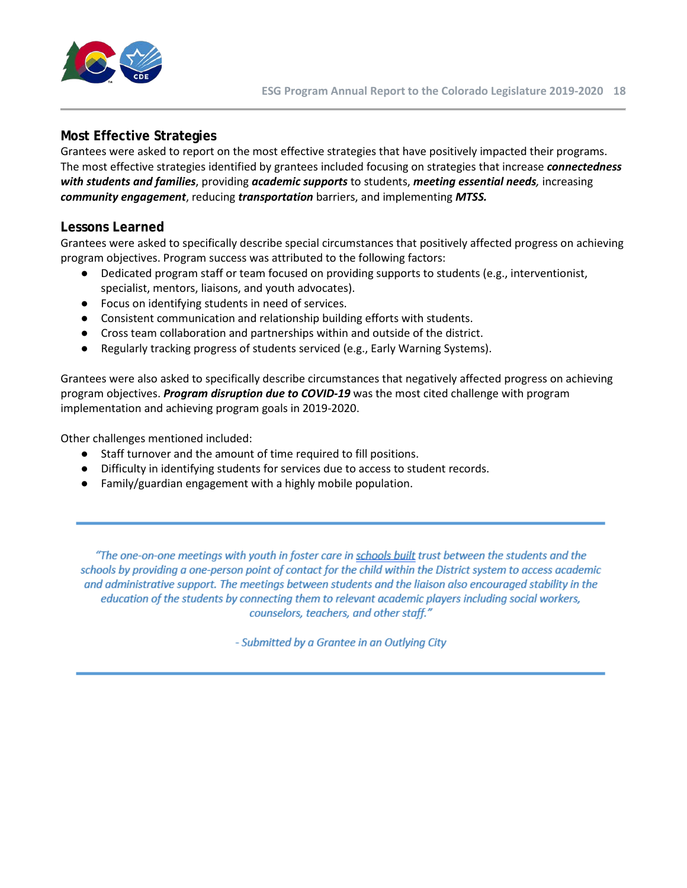## Most Effective Strategies

Grantees were asked to report on the most effective strategies that have positively impacted their programs. The most effective strategies identified by grantees included focusing on strategies that increase ***connectedness with students and families***, providing ***academic supports*** to students, ***meeting essential needs,*** increasing ***community engagement***, reducing ***transportation*** barriers, and implementing ***MTSS.***

## Lessons Learned

Grantees were asked to specifically describe special circumstances that positively affected progress on achieving program objectives. Program success was attributed to the following factors:

- Dedicated program staff or team focused on providing supports to students (e.g., interventionist, specialist, mentors, liaisons, and youth advocates).
- Focus on identifying students in need of services.
- Consistent communication and relationship building efforts with students.
- Cross team collaboration and partnerships within and outside of the district.
- Regularly tracking progress of students serviced (e.g., Early Warning Systems).

Grantees were also asked to specifically describe circumstances that negatively affected progress on achieving program objectives. ***Program disruption due to COVID-19*** was the most cited challenge with program implementation and achieving program goals in 2019-2020.

Other challenges mentioned included:

- Staff turnover and the amount of time required to fill positions.
- Difficulty in identifying students for services due to access to student records.
- Family/guardian engagement with a highly mobile population.

---

*"The one-on-one meetings with youth in foster care in schools built trust between the students and the schools by providing a one-person point of contact for the child within the District system to access academic and administrative support. The meetings between students and the liaison also encouraged stability in the education of the students by connecting them to relevant academic players including social workers, counselors, teachers, and other staff."*

*- Submitted by a Grantee in an Outlying City*

---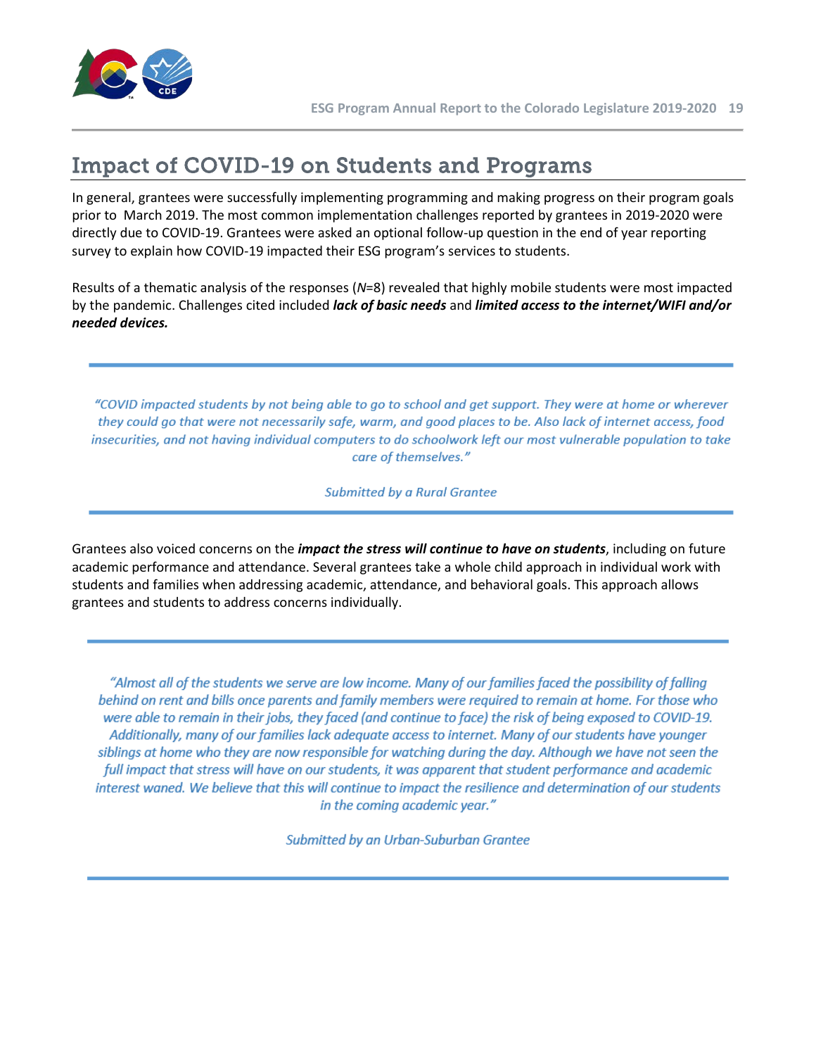# Impact of COVID-19 on Students and Programs

In general, grantees were successfully implementing programming and making progress on their program goals prior to March 2019. The most common implementation challenges reported by grantees in 2019-2020 were directly due to COVID-19. Grantees were asked an optional follow-up question in the end of year reporting survey to explain how COVID-19 impacted their ESG program's services to students.

Results of a thematic analysis of the responses (*N*=8) revealed that highly mobile students were most impacted by the pandemic. Challenges cited included ***lack of basic needs*** and ***limited access to the internet/WIFI and/or needed devices.***

---

*"COVID impacted students by not being able to go to school and get support. They were at home or wherever they could go that were not necessarily safe, warm, and good places to be. Also lack of internet access, food insecurities, and not having individual computers to do schoolwork left our most vulnerable population to take care of themselves."*

*Submitted by a Rural Grantee*

---

Grantees also voiced concerns on the ***impact the stress will continue to have on students***, including on future academic performance and attendance. Several grantees take a whole child approach in individual work with students and families when addressing academic, attendance, and behavioral goals. This approach allows grantees and students to address concerns individually.

---

*"Almost all of the students we serve are low income. Many of our families faced the possibility of falling behind on rent and bills once parents and family members were required to remain at home. For those who were able to remain in their jobs, they faced (and continue to face) the risk of being exposed to COVID-19. Additionally, many of our families lack adequate access to internet. Many of our students have younger siblings at home who they are now responsible for watching during the day. Although we have not seen the full impact that stress will have on our students, it was apparent that student performance and academic interest waned. We believe that this will continue to impact the resilience and determination of our students in the coming academic year."*

*Submitted by an Urban-Suburban Grantee*

---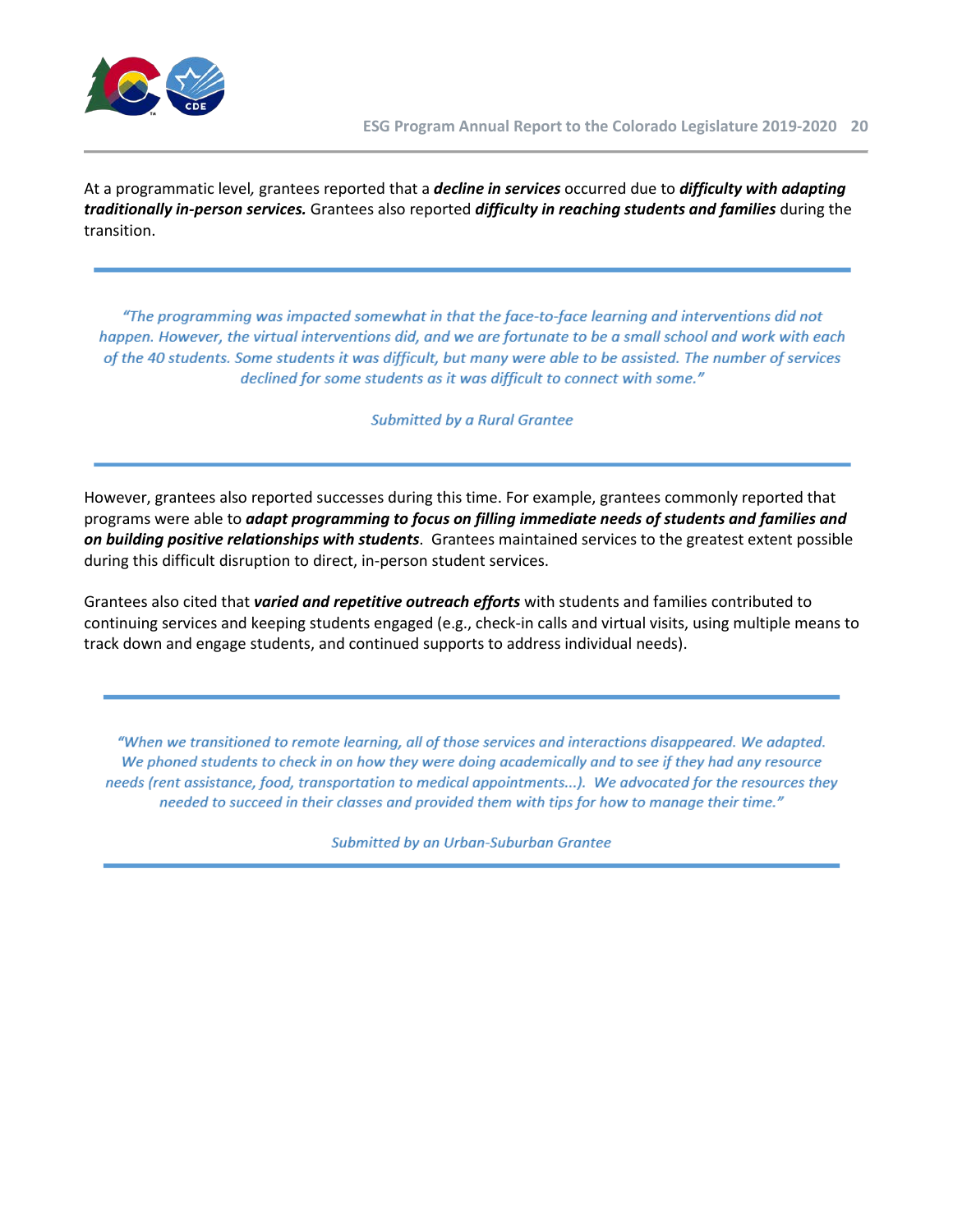At a programmatic level, grantees reported that a ***decline in services*** occurred due to ***difficulty with adapting traditionally in-person services.*** Grantees also reported ***difficulty in reaching students and families*** during the transition.

---

*"The programming was impacted somewhat in that the face-to-face learning and interventions did not happen. However, the virtual interventions did, and we are fortunate to be a small school and work with each of the 40 students. Some students it was difficult, but many were able to be assisted. The number of services declined for some students as it was difficult to connect with some."*

*Submitted by a Rural Grantee*

---

However, grantees also reported successes during this time. For example, grantees commonly reported that programs were able to ***adapt programming to focus on filling immediate needs of students and families and on building positive relationships with students***. Grantees maintained services to the greatest extent possible during this difficult disruption to direct, in-person student services.

Grantees also cited that ***varied and repetitive outreach efforts*** with students and families contributed to continuing services and keeping students engaged (e.g., check-in calls and virtual visits, using multiple means to track down and engage students, and continued supports to address individual needs).

---

*"When we transitioned to remote learning, all of those services and interactions disappeared. We adapted. We phoned students to check in on how they were doing academically and to see if they had any resource needs (rent assistance, food, transportation to medical appointments...). We advocated for the resources they needed to succeed in their classes and provided them with tips for how to manage their time."*

*Submitted by an Urban-Suburban Grantee*

---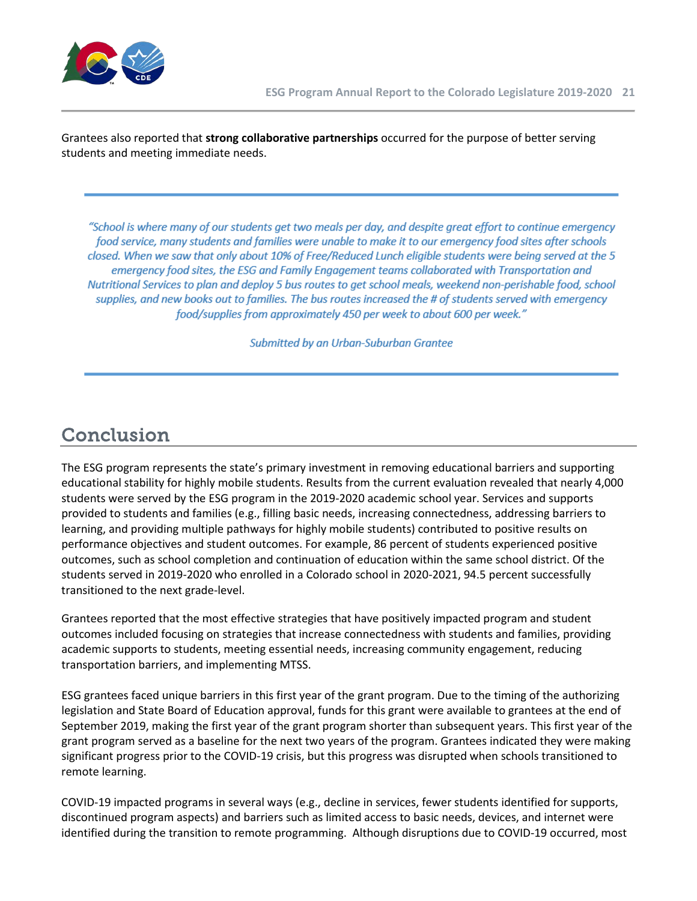Grantees also reported that **strong collaborative partnerships** occurred for the purpose of better serving students and meeting immediate needs.

---

> *"School is where many of our students get two meals per day, and despite great effort to continue emergency food service, many students and families were unable to make it to our emergency food sites after schools closed. When we saw that only about 10% of Free/Reduced Lunch eligible students were being served at the 5 emergency food sites, the ESG and Family Engagement teams collaborated with Transportation and Nutritional Services to plan and deploy 5 bus routes to get school meals, weekend non-perishable food, school supplies, and new books out to families. The bus routes increased the # of students served with emergency food/supplies from approximately 450 per week to about 600 per week."*
>
> *Submitted by an Urban-Suburban Grantee*

---

## Conclusion

The ESG program represents the state's primary investment in removing educational barriers and supporting educational stability for highly mobile students. Results from the current evaluation revealed that nearly 4,000 students were served by the ESG program in the 2019-2020 academic school year. Services and supports provided to students and families (e.g., filling basic needs, increasing connectedness, addressing barriers to learning, and providing multiple pathways for highly mobile students) contributed to positive results on performance objectives and student outcomes. For example, 86 percent of students experienced positive outcomes, such as school completion and continuation of education within the same school district. Of the students served in 2019-2020 who enrolled in a Colorado school in 2020-2021, 94.5 percent successfully transitioned to the next grade-level.

Grantees reported that the most effective strategies that have positively impacted program and student outcomes included focusing on strategies that increase connectedness with students and families, providing academic supports to students, meeting essential needs, increasing community engagement, reducing transportation barriers, and implementing MTSS.

ESG grantees faced unique barriers in this first year of the grant program. Due to the timing of the authorizing legislation and State Board of Education approval, funds for this grant were available to grantees at the end of September 2019, making the first year of the grant program shorter than subsequent years. This first year of the grant program served as a baseline for the next two years of the program. Grantees indicated they were making significant progress prior to the COVID-19 crisis, but this progress was disrupted when schools transitioned to remote learning.

COVID-19 impacted programs in several ways (e.g., decline in services, fewer students identified for supports, discontinued program aspects) and barriers such as limited access to basic needs, devices, and internet were identified during the transition to remote programming. Although disruptions due to COVID-19 occurred, most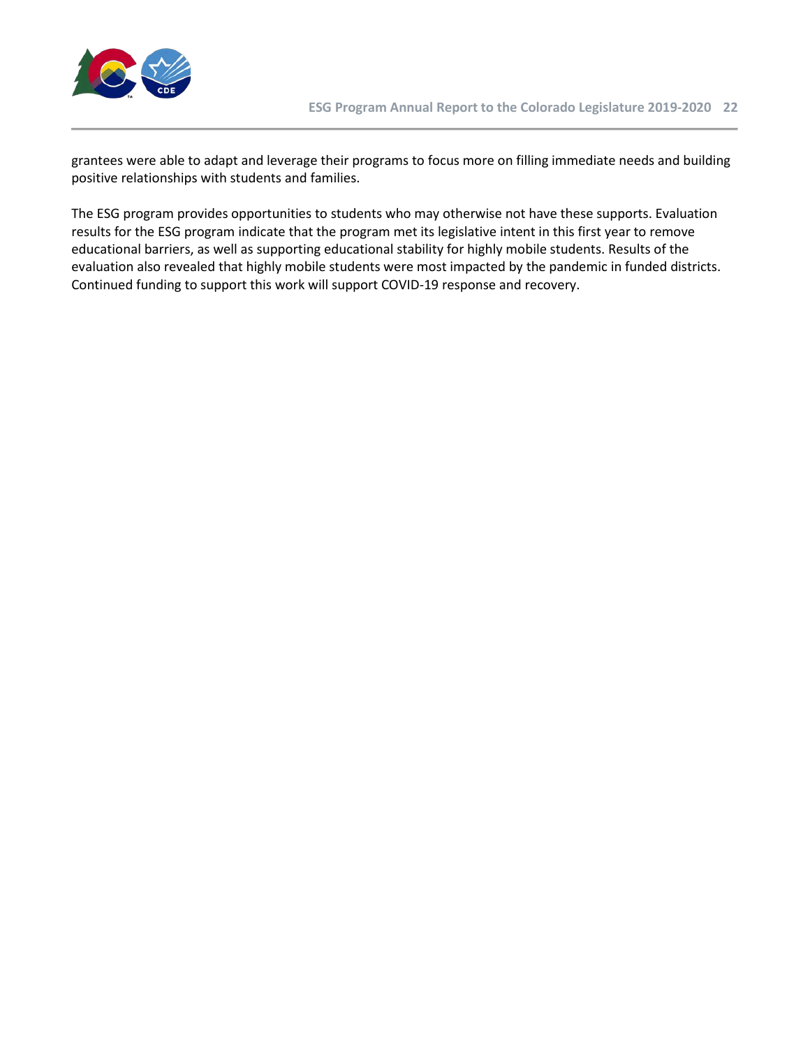grantees were able to adapt and leverage their programs to focus more on filling immediate needs and building positive relationships with students and families.

The ESG program provides opportunities to students who may otherwise not have these supports. Evaluation results for the ESG program indicate that the program met its legislative intent in this first year to remove educational barriers, as well as supporting educational stability for highly mobile students. Results of the evaluation also revealed that highly mobile students were most impacted by the pandemic in funded districts. Continued funding to support this work will support COVID-19 response and recovery.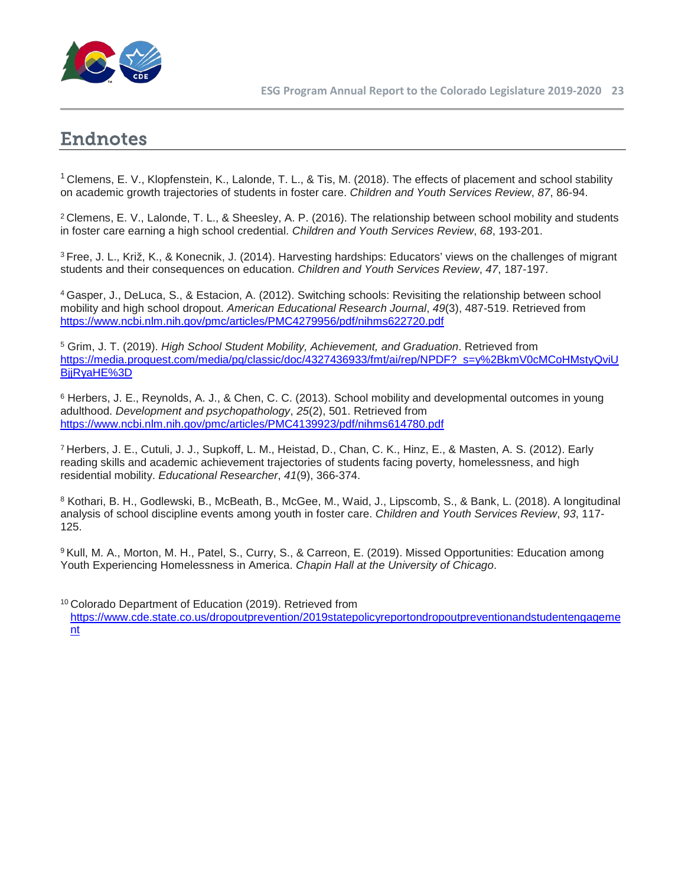# Endnotes

[1] Clemens, E. V., Klopfenstein, K., Lalonde, T. L., & Tis, M. (2018). The effects of placement and school stability on academic growth trajectories of students in foster care. *Children and Youth Services Review*, *87*, 86-94.

[2] Clemens, E. V., Lalonde, T. L., & Sheesley, A. P. (2016). The relationship between school mobility and students in foster care earning a high school credential. *Children and Youth Services Review*, *68*, 193-201.

[3] Free, J. L., Križ, K., & Konecnik, J. (2014). Harvesting hardships: Educators' views on the challenges of migrant students and their consequences on education. *Children and Youth Services Review*, *47*, 187-197.

[4] Gasper, J., DeLuca, S., & Estacion, A. (2012). Switching schools: Revisiting the relationship between school mobility and high school dropout. *American Educational Research Journal*, *49*(3), 487-519. Retrieved from https://www.ncbi.nlm.nih.gov/pmc/articles/PMC4279956/pdf/nihms622720.pdf

[5] Grim, J. T. (2019). *High School Student Mobility, Achievement, and Graduation*. Retrieved from https://media.proquest.com/media/pq/classic/doc/4327436933/fmt/ai/rep/NPDF?_s=y%2BkmV0cMCoHMstyQviUBjjRyaHE%3D

[6] Herbers, J. E., Reynolds, A. J., & Chen, C. C. (2013). School mobility and developmental outcomes in young adulthood. *Development and psychopathology*, *25*(2), 501. Retrieved from https://www.ncbi.nlm.nih.gov/pmc/articles/PMC4139923/pdf/nihms614780.pdf

[7] Herbers, J. E., Cutuli, J. J., Supkoff, L. M., Heistad, D., Chan, C. K., Hinz, E., & Masten, A. S. (2012). Early reading skills and academic achievement trajectories of students facing poverty, homelessness, and high residential mobility. *Educational Researcher*, *41*(9), 366-374.

[8] Kothari, B. H., Godlewski, B., McBeath, B., McGee, M., Waid, J., Lipscomb, S., & Bank, L. (2018). A longitudinal analysis of school discipline events among youth in foster care. *Children and Youth Services Review*, *93*, 117-125.

[9] Kull, M. A., Morton, M. H., Patel, S., Curry, S., & Carreon, E. (2019). Missed Opportunities: Education among Youth Experiencing Homelessness in America. *Chapin Hall at the University of Chicago*.

[10] Colorado Department of Education (2019). Retrieved from https://www.cde.state.co.us/dropoutprevention/2019statepolicyreportondropoutpreventionandstudentengagement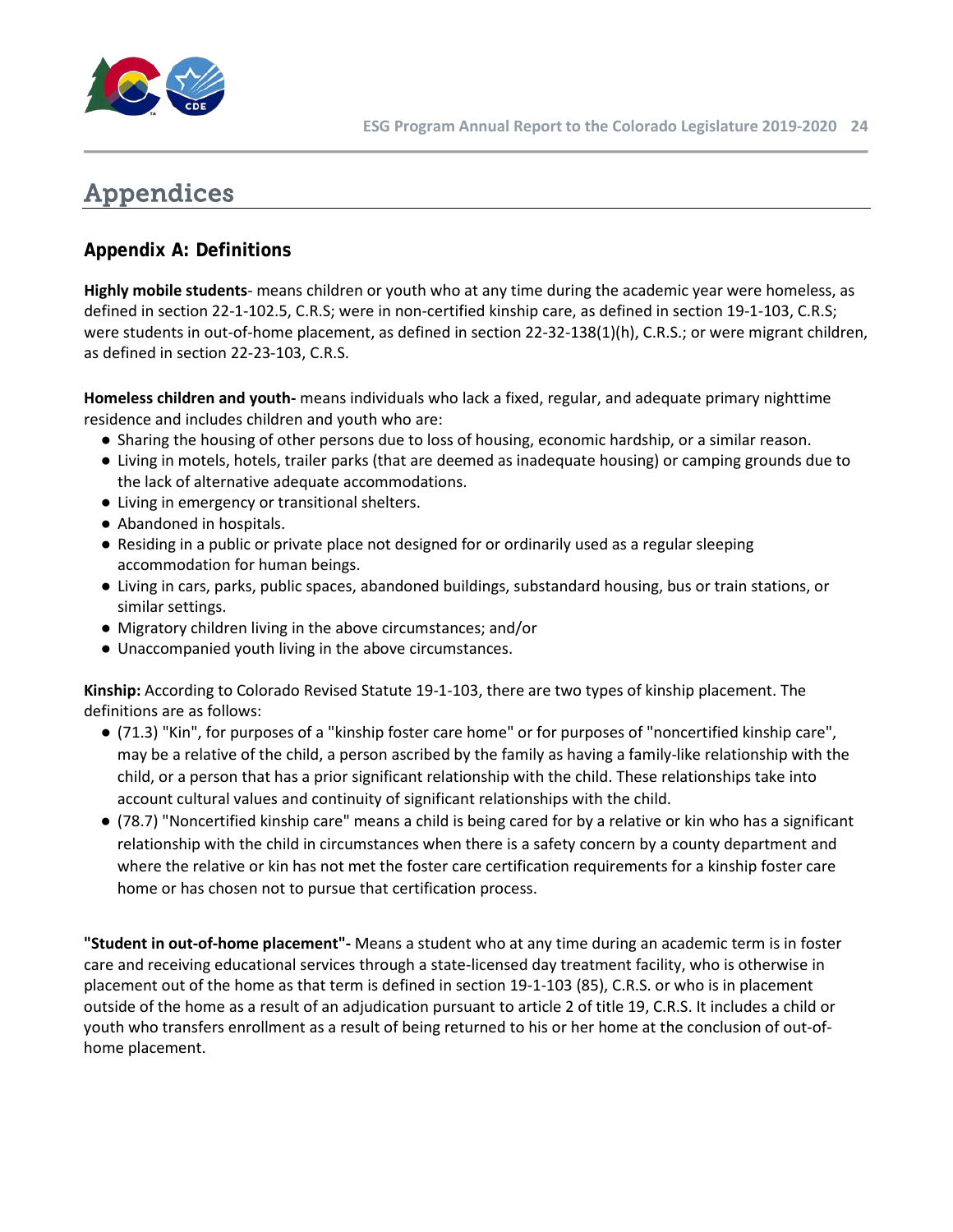# Appendices

## Appendix A: Definitions

**Highly mobile students**- means children or youth who at any time during the academic year were homeless, as defined in section 22-1-102.5, C.R.S; were in non-certified kinship care, as defined in section 19-1-103, C.R.S; were students in out-of-home placement, as defined in section 22-32-138(1)(h), C.R.S.; or were migrant children, as defined in section 22-23-103, C.R.S.

**Homeless children and youth-** means individuals who lack a fixed, regular, and adequate primary nighttime residence and includes children and youth who are:

- Sharing the housing of other persons due to loss of housing, economic hardship, or a similar reason.
- Living in motels, hotels, trailer parks (that are deemed as inadequate housing) or camping grounds due to the lack of alternative adequate accommodations.
- Living in emergency or transitional shelters.
- Abandoned in hospitals.
- Residing in a public or private place not designed for or ordinarily used as a regular sleeping accommodation for human beings.
- Living in cars, parks, public spaces, abandoned buildings, substandard housing, bus or train stations, or similar settings.
- Migratory children living in the above circumstances; and/or
- Unaccompanied youth living in the above circumstances.

**Kinship:** According to Colorado Revised Statute 19-1-103, there are two types of kinship placement. The definitions are as follows:

- (71.3) "Kin", for purposes of a "kinship foster care home" or for purposes of "noncertified kinship care", may be a relative of the child, a person ascribed by the family as having a family-like relationship with the child, or a person that has a prior significant relationship with the child. These relationships take into account cultural values and continuity of significant relationships with the child.
- (78.7) "Noncertified kinship care" means a child is being cared for by a relative or kin who has a significant relationship with the child in circumstances when there is a safety concern by a county department and where the relative or kin has not met the foster care certification requirements for a kinship foster care home or has chosen not to pursue that certification process.

**"Student in out-of-home placement"-** Means a student who at any time during an academic term is in foster care and receiving educational services through a state-licensed day treatment facility, who is otherwise in placement out of the home as that term is defined in section 19-1-103 (85), C.R.S. or who is in placement outside of the home as a result of an adjudication pursuant to article 2 of title 19, C.R.S. It includes a child or youth who transfers enrollment as a result of being returned to his or her home at the conclusion of out-of-home placement.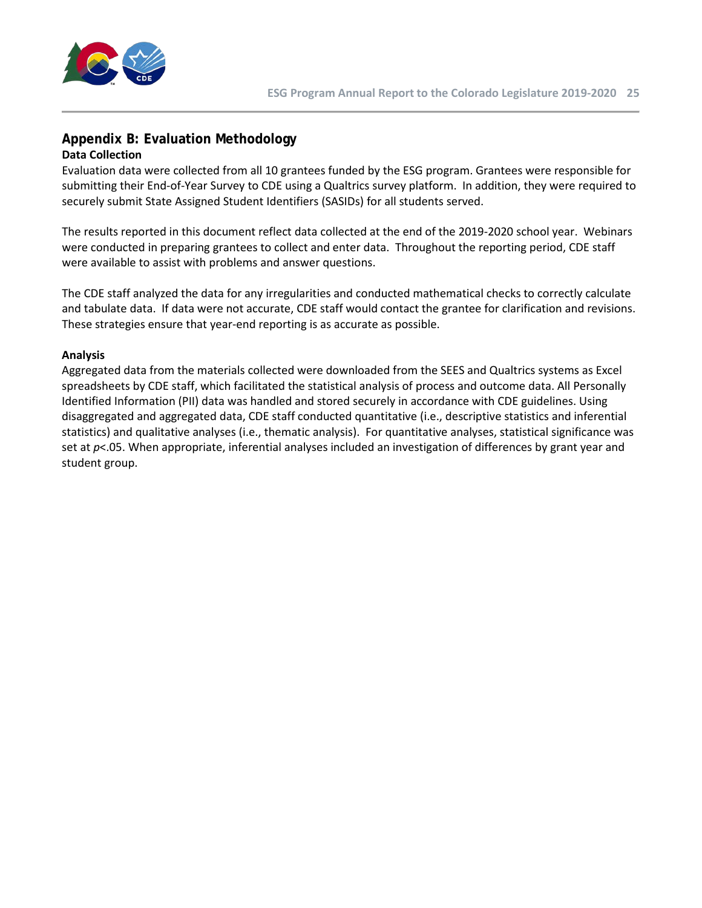## Appendix B: Evaluation Methodology

### Data Collection

Evaluation data were collected from all 10 grantees funded by the ESG program. Grantees were responsible for submitting their End-of-Year Survey to CDE using a Qualtrics survey platform. In addition, they were required to securely submit State Assigned Student Identifiers (SASIDs) for all students served.

The results reported in this document reflect data collected at the end of the 2019-2020 school year. Webinars were conducted in preparing grantees to collect and enter data. Throughout the reporting period, CDE staff were available to assist with problems and answer questions.

The CDE staff analyzed the data for any irregularities and conducted mathematical checks to correctly calculate and tabulate data. If data were not accurate, CDE staff would contact the grantee for clarification and revisions. These strategies ensure that year-end reporting is as accurate as possible.

### Analysis

Aggregated data from the materials collected were downloaded from the SEES and Qualtrics systems as Excel spreadsheets by CDE staff, which facilitated the statistical analysis of process and outcome data. All Personally Identified Information (PII) data was handled and stored securely in accordance with CDE guidelines. Using disaggregated and aggregated data, CDE staff conducted quantitative (i.e., descriptive statistics and inferential statistics) and qualitative analyses (i.e., thematic analysis). For quantitative analyses, statistical significance was set at $p<.05$. When appropriate, inferential analyses included an investigation of differences by grant year and student group.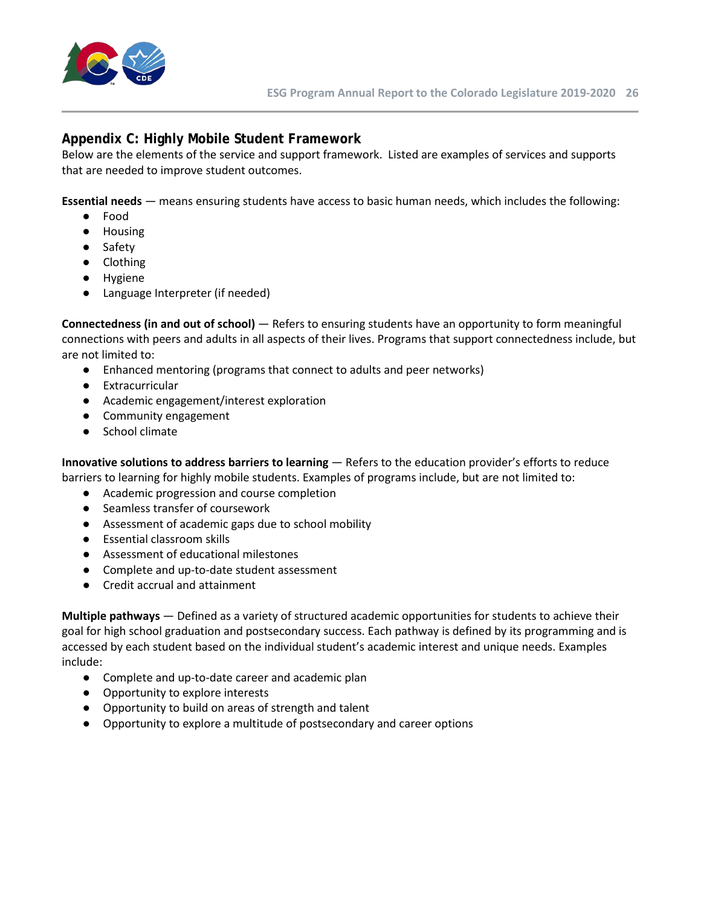## Appendix C: Highly Mobile Student Framework

Below are the elements of the service and support framework. Listed are examples of services and supports that are needed to improve student outcomes.

**Essential needs** — means ensuring students have access to basic human needs, which includes the following:

- Food
- Housing
- Safety
- Clothing
- Hygiene
- Language Interpreter (if needed)

**Connectedness (in and out of school)** — Refers to ensuring students have an opportunity to form meaningful connections with peers and adults in all aspects of their lives. Programs that support connectedness include, but are not limited to:

- Enhanced mentoring (programs that connect to adults and peer networks)
- Extracurricular
- Academic engagement/interest exploration
- Community engagement
- School climate

**Innovative solutions to address barriers to learning** — Refers to the education provider's efforts to reduce barriers to learning for highly mobile students. Examples of programs include, but are not limited to:

- Academic progression and course completion
- Seamless transfer of coursework
- Assessment of academic gaps due to school mobility
- Essential classroom skills
- Assessment of educational milestones
- Complete and up-to-date student assessment
- Credit accrual and attainment

**Multiple pathways** — Defined as a variety of structured academic opportunities for students to achieve their goal for high school graduation and postsecondary success. Each pathway is defined by its programming and is accessed by each student based on the individual student's academic interest and unique needs. Examples include:

- Complete and up-to-date career and academic plan
- Opportunity to explore interests
- Opportunity to build on areas of strength and talent
- Opportunity to explore a multitude of postsecondary and career options